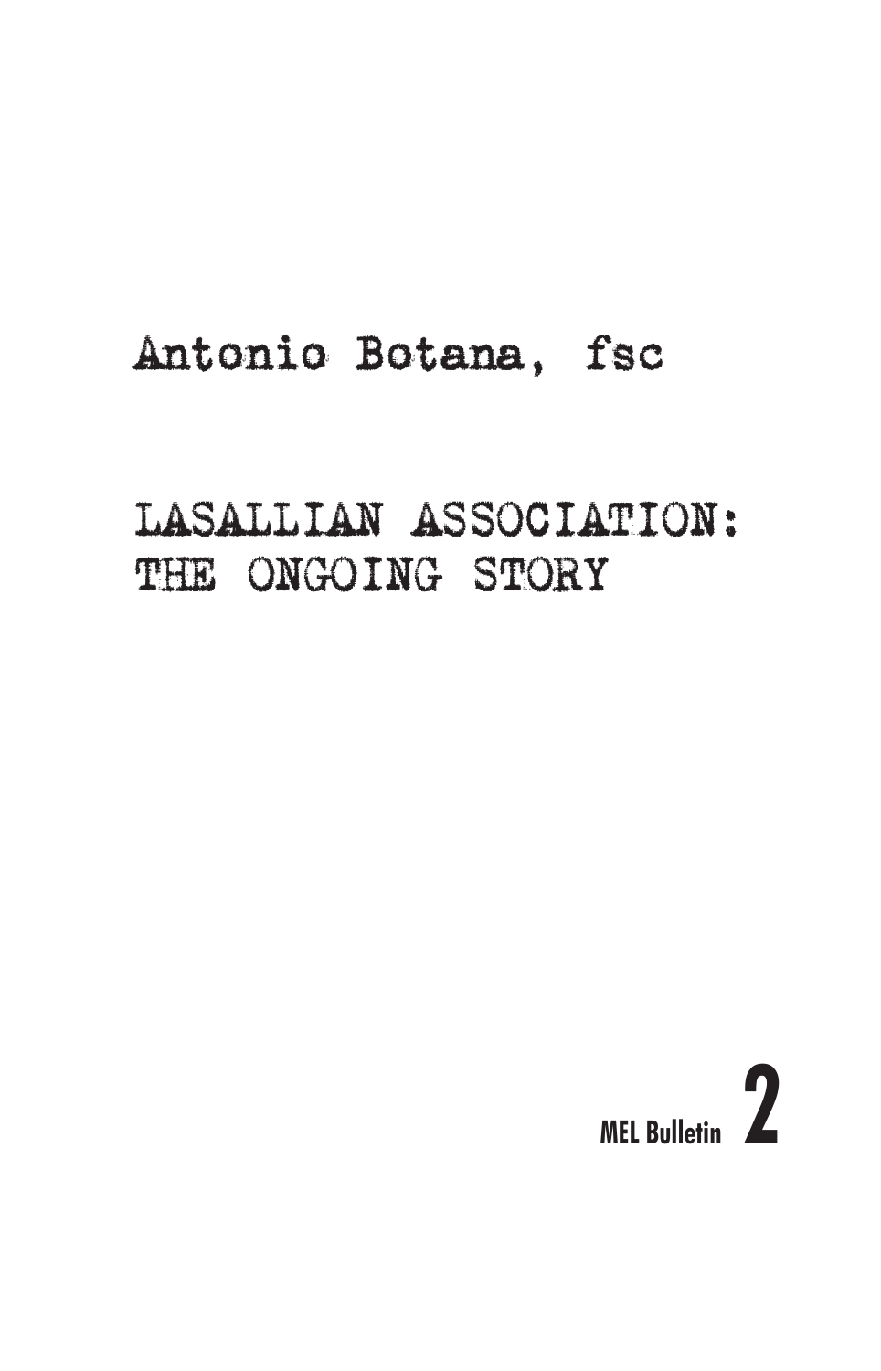Antonio Botana, fsc

# LASALLIAN ASSOCIATION: THE ONGOING STORY

MEL Bulletin **2**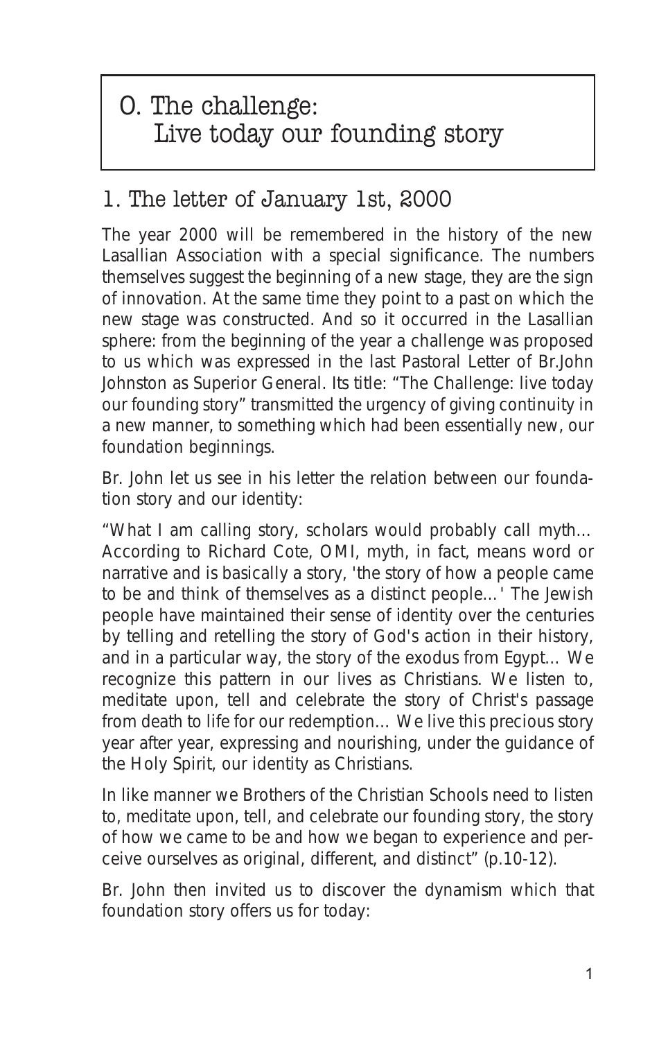# 0. The challenge: Live today our founding story

## 1. The letter of January 1st, 2000

The year 2000 will be remembered in the history of the new Lasallian Association with a special significance. The numbers themselves suggest the beginning of a new stage, they are the sign of innovation. At the same time they point to a past on which the new stage was constructed. And so it occurred in the Lasallian sphere: from the beginning of the year a challenge was proposed to us which was expressed in the last Pastoral Letter of Br.John Johnston as Superior General. Its title: "The Challenge: live today our founding story" transmitted the urgency of giving continuity in a new manner, to something which had been essentially new, our foundation beginnings.

Br. John let us see in his letter the relation between our foundation story and our identity:

"What I am calling story, scholars would probably call myth... According to Richard Cote, OMI, myth, in fact, means word or narrative and is basically a story, 'the story of how a people came to be and think of themselves as a distinct people...' The Jewish people have maintained their sense of identity over the centuries by telling and retelling the story of God's action in their history, and in a particular way, the story of the exodus from Egypt... We recognize this pattern in our lives as Christians. We listen to, meditate upon, tell and celebrate the story of Christ's passage from death to life for our redemption... We live this precious story year after year, expressing and nourishing, under the guidance of the Holy Spirit, our identity as Christians.

In like manner we Brothers of the Christian Schools need to listen to, meditate upon, tell, and celebrate our founding story, the story of how we came to be and how we began to experience and perceive ourselves as original, different, and distinct" (p.10-12).

Br. John then invited us to discover the dynamism which that foundation story offers us for today: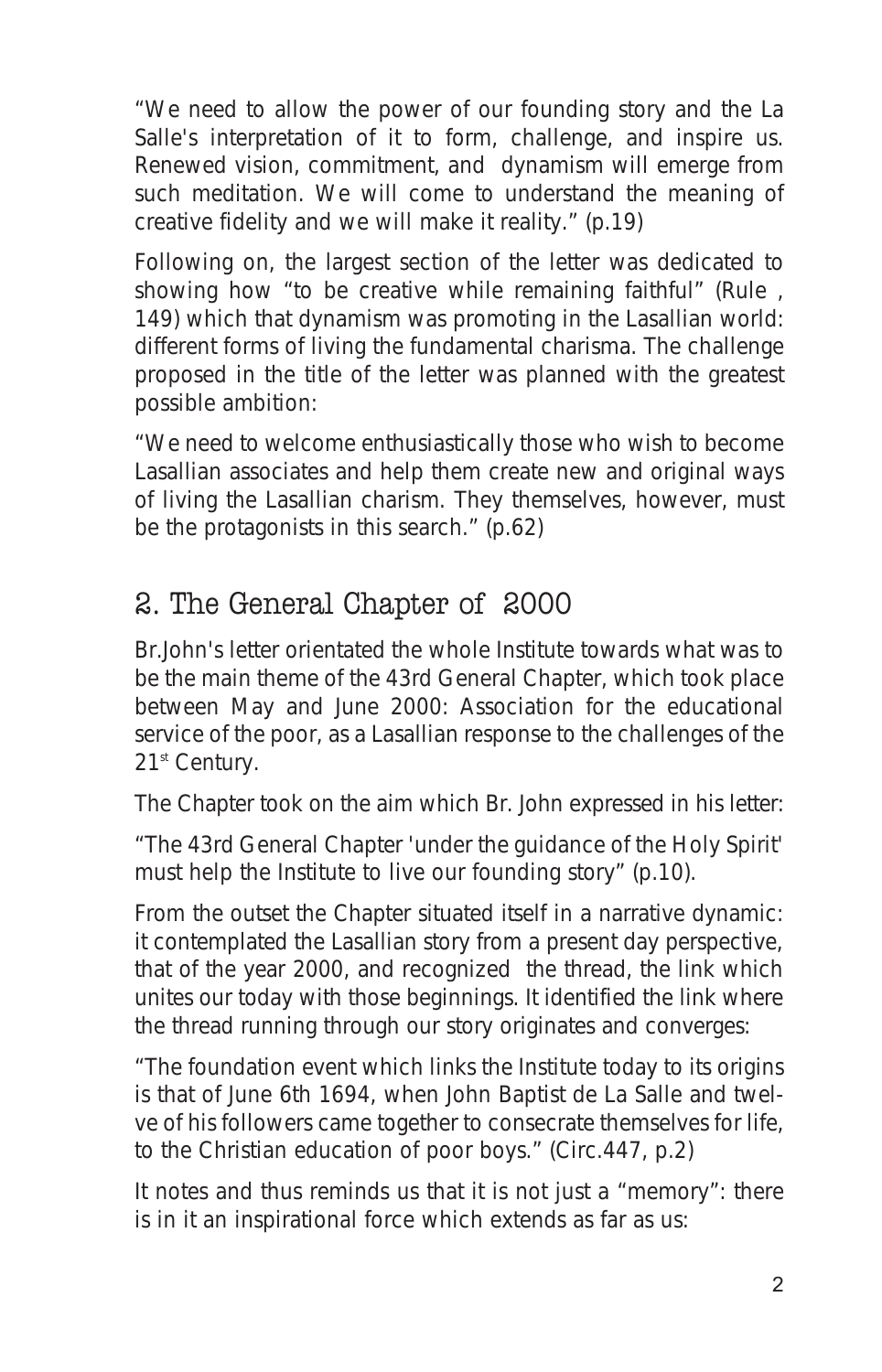"We need to allow the power of our founding story and the La Salle's interpretation of it to form, challenge, and inspire us. Renewed vision, commitment, and dynamism will emerge from such meditation. We will come to understand the meaning of creative fidelity and we will make it reality." (p.19)

Following on, the largest section of the letter was dedicated to showing how "to be creative while remaining faithful" (Rule , 149) which that dynamism was promoting in the Lasallian world: different forms of living the fundamental charisma. The challenge proposed in the title of the letter was planned with the greatest possible ambition:

"We need to welcome enthusiastically those who wish to become Lasallian associates and help them create new and original ways of living the Lasallian charism. They themselves, however, must be the protagonists in this search." (p.62)

## 2. The General Chapter of 2000

Br.John's letter orientated the whole Institute towards what was to be the main theme of the 43rd General Chapter, which took place between May and June 2000: Association for the educational service of the poor, as a Lasallian response to the challenges of the 21st Century.

The Chapter took on the aim which Br. John expressed in his letter:

"The 43rd General Chapter 'under the guidance of the Holy Spirit' must help the Institute to live our founding story" (p.10).

From the outset the Chapter situated itself in a narrative dynamic: it contemplated the Lasallian story from a present day perspective, that of the year 2000, and recognized the thread, the link which unites our today with those beginnings. It identified the link where the thread running through our story originates and converges:

"The foundation event which links the Institute today to its origins is that of June 6th 1694, when John Baptist de La Salle and twelve of his followers came together to consecrate themselves for life, to the Christian education of poor boys." (Circ.447, p.2)

It notes and thus reminds us that it is not just a "memory": there is in it an inspirational force which extends as far as us: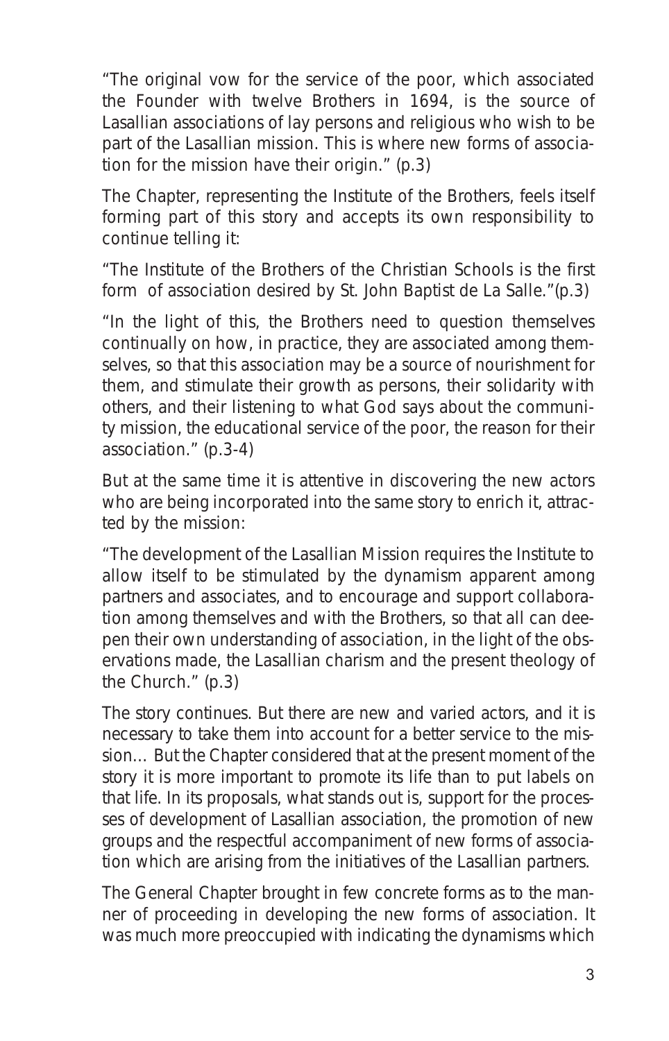"The original vow for the service of the poor, which associated the Founder with twelve Brothers in 1694, is the source of Lasallian associations of lay persons and religious who wish to be part of the Lasallian mission. This is where new forms of association for the mission have their origin." (p.3)

The Chapter, representing the Institute of the Brothers, feels itself forming part of this story and accepts its own responsibility to continue telling it:

"The Institute of the Brothers of the Christian Schools is the first form of association desired by St. John Baptist de La Salle."(p.3)

"In the light of this, the Brothers need to question themselves continually on how, in practice, they are associated among themselves, so that this association may be a source of nourishment for them, and stimulate their growth as persons, their solidarity with others, and their listening to what God says about the community mission, the educational service of the poor, the reason for their association." (p.3-4)

But at the same time it is attentive in discovering the new actors who are being incorporated into the same story to enrich it, attracted by the mission:

"The development of the Lasallian Mission requires the Institute to allow itself to be stimulated by the dynamism apparent among partners and associates, and to encourage and support collaboration among themselves and with the Brothers, so that all can deepen their own understanding of association, in the light of the observations made, the Lasallian charism and the present theology of the Church." (p.3)

The story continues. But there are new and varied actors, and it is necessary to take them into account for a better service to the mission… But the Chapter considered that at the present moment of the story it is more important to promote its life than to put labels on that life. In its proposals, what stands out is, support for the processes of development of Lasallian association, the promotion of new groups and the respectful accompaniment of new forms of association which are arising from the initiatives of the Lasallian partners.

The General Chapter brought in few concrete forms as to the manner of proceeding in developing the new forms of association. It was much more preoccupied with indicating the dynamisms which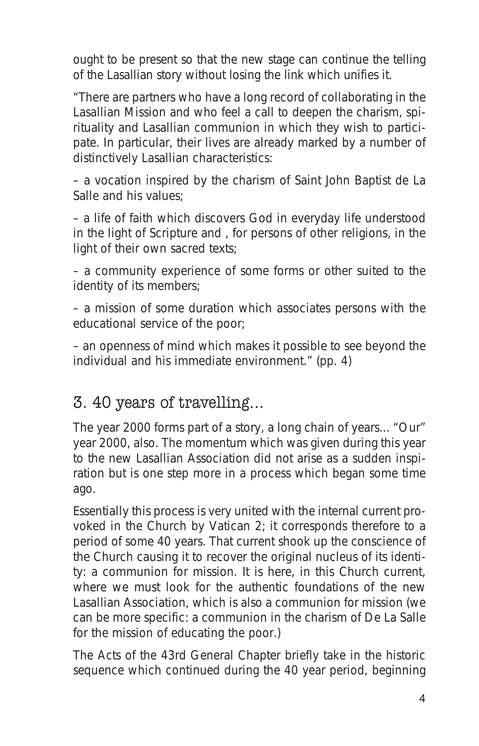ought to be present so that the new stage can continue the telling of the Lasallian story without losing the link which unifies it.

"There are partners who have a long record of collaborating in the Lasallian Mission and who feel a call to deepen the charism, spirituality and Lasallian communion in which they wish to participate. In particular, their lives are already marked by a number of distinctively Lasallian characteristics:

– a vocation inspired by the charism of Saint John Baptist de La Salle and his values;

– a life of faith which discovers God in everyday life understood in the light of Scripture and , for persons of other religions, in the light of their own sacred texts;

– a community experience of some forms or other suited to the identity of its members;

– a mission of some duration which associates persons with the educational service of the poor;

– an openness of mind which makes it possible to see beyond the individual and his immediate environment." (pp. 4)

## 3. 40 years of travelling...

The year 2000 forms part of a story, a long chain of years... "Our" year 2000, also. The momentum which was given during this year to the new Lasallian Association did not arise as a sudden inspiration but is one step more in a process which began some time ago.

Essentially this process is very united with the internal current provoked in the Church by Vatican 2; it corresponds therefore to a period of some 40 years. That current shook up the conscience of the Church causing it to recover the original nucleus of its identity: a communion for mission. It is here, in this Church current, where we must look for the authentic foundations of the new Lasallian Association, which is also a communion for mission (we can be more specific: a communion in the charism of De La Salle for the mission of educating the poor.)

The Acts of the 43rd General Chapter briefly take in the historic sequence which continued during the 40 year period, beginning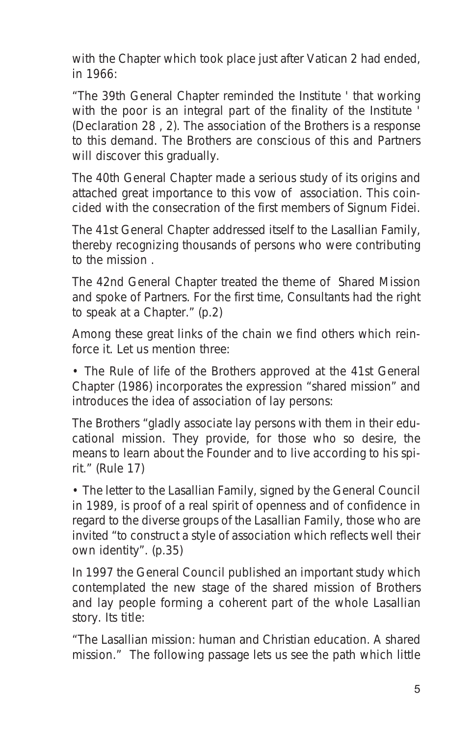with the Chapter which took place just after Vatican 2 had ended, in 1966:

"The 39th General Chapter reminded the Institute ' that working with the poor is an integral part of the finality of the Institute ' (Declaration 28 , 2). The association of the Brothers is a response to this demand. The Brothers are conscious of this and Partners will discover this gradually.

The 40th General Chapter made a serious study of its origins and attached great importance to this vow of association. This coincided with the consecration of the first members of Signum Fidei.

The 41st General Chapter addressed itself to the Lasallian Family, thereby recognizing thousands of persons who were contributing to the mission .

The 42nd General Chapter treated the theme of Shared Mission and spoke of Partners. For the first time, Consultants had the right to speak at a Chapter." (p.2)

Among these great links of the chain we find others which reinforce it. Let us mention three:

• The Rule of life of the Brothers approved at the 41st General Chapter (1986) incorporates the expression "shared mission" and introduces the idea of association of lay persons:

The Brothers "gladly associate lay persons with them in their educational mission. They provide, for those who so desire, the means to learn about the Founder and to live according to his spirit." (Rule 17)

• The letter to the Lasallian Family, signed by the General Council in 1989, is proof of a real spirit of openness and of confidence in regard to the diverse groups of the Lasallian Family, those who are invited "to construct a style of association which reflects well their own identity". (p.35)

In 1997 the General Council published an important study which contemplated the new stage of the shared mission of Brothers and lay people forming a coherent part of the whole Lasallian story. Its title:

"The Lasallian mission: human and Christian education. A shared mission." The following passage lets us see the path which little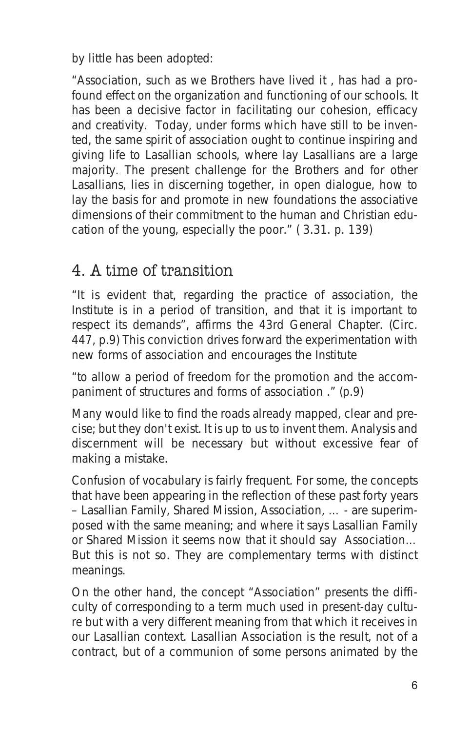by little has been adopted:

"Association, such as we Brothers have lived it , has had a profound effect on the organization and functioning of our schools. It has been a decisive factor in facilitating our cohesion, efficacy and creativity. Today, under forms which have still to be invented, the same spirit of association ought to continue inspiring and giving life to Lasallian schools, where lay Lasallians are a large majority. The present challenge for the Brothers and for other Lasallians, lies in discerning together, in open dialogue, how to lay the basis for and promote in new foundations the associative dimensions of their commitment to the human and Christian education of the young, especially the poor." ( 3.31. p. 139)

## 4. A time of transition

"It is evident that, regarding the practice of association, the Institute is in a period of transition, and that it is important to respect its demands", affirms the 43rd General Chapter. (Circ. 447, p.9) This conviction drives forward the experimentation with new forms of association and encourages the Institute

"to allow a period of freedom for the promotion and the accompaniment of structures and forms of association ." (p.9)

Many would like to find the roads already mapped, clear and precise; but they don't exist. It is up to us to invent them. Analysis and discernment will be necessary but without excessive fear of making a mistake.

Confusion of vocabulary is fairly frequent. For some, the concepts that have been appearing in the reflection of these past forty years – Lasallian Family, Shared Mission, Association, ... - are superimposed with the same meaning; and where it says Lasallian Family or Shared Mission it seems now that it should say Association... But this is not so. They are complementary terms with distinct meanings.

On the other hand, the concept "Association" presents the difficulty of corresponding to a term much used in present-day culture but with a very different meaning from that which it receives in our Lasallian context. Lasallian Association is the result, not of a contract, but of a communion of some persons animated by the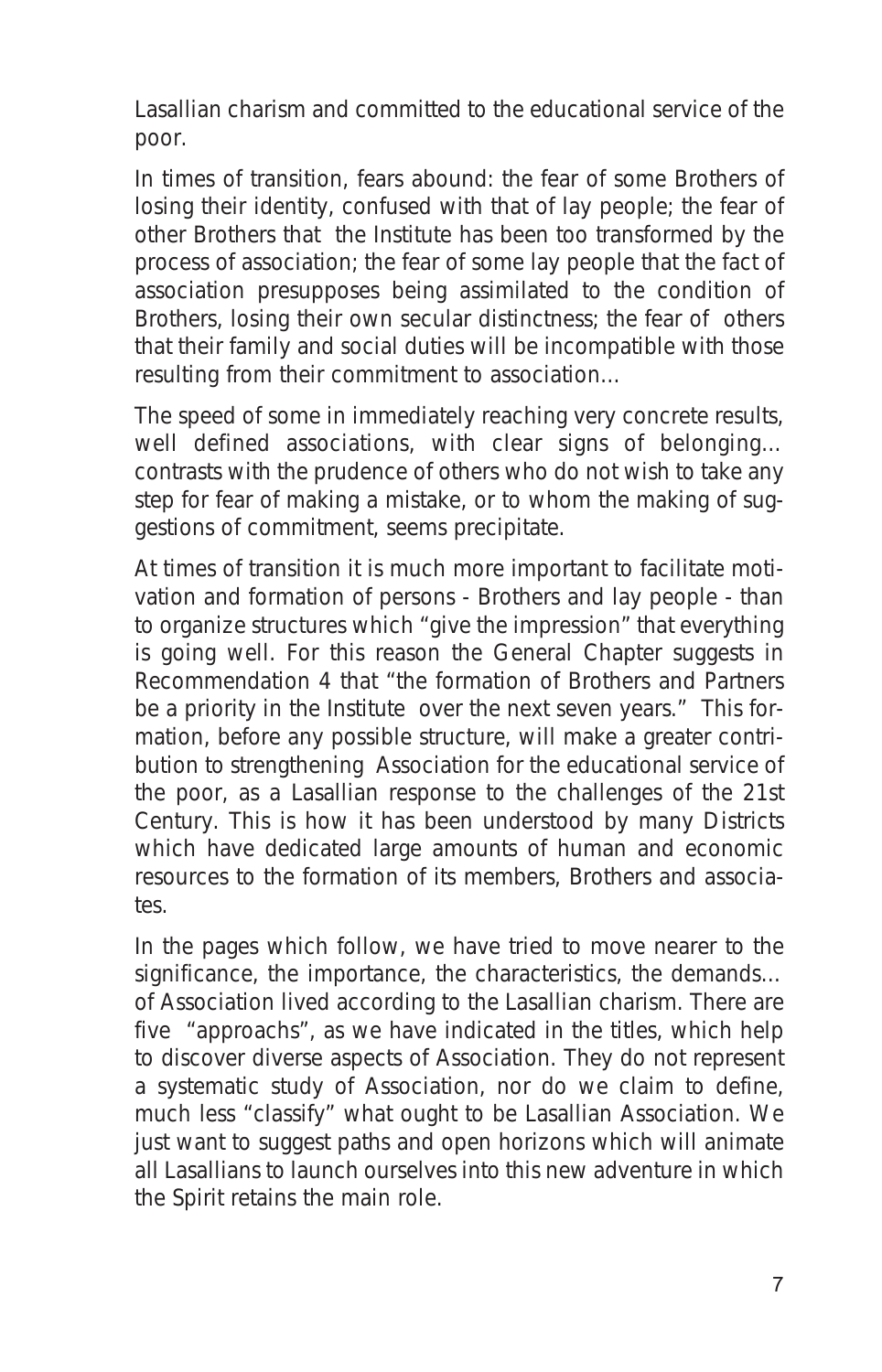Lasallian charism and committed to the educational service of the poor.

In times of transition, fears abound: the fear of some Brothers of losing their identity, confused with that of lay people; the fear of other Brothers that the Institute has been too transformed by the process of association; the fear of some lay people that the fact of association presupposes being assimilated to the condition of Brothers, losing their own secular distinctness; the fear of others that their family and social duties will be incompatible with those resulting from their commitment to association...

The speed of some in immediately reaching very concrete results, well defined associations, with clear signs of belonging... contrasts with the prudence of others who do not wish to take any step for fear of making a mistake, or to whom the making of suggestions of commitment, seems precipitate.

At times of transition it is much more important to facilitate motivation and formation of persons - Brothers and lay people - than to organize structures which "give the impression" that everything is going well. For this reason the General Chapter suggests in Recommendation 4 that "the formation of Brothers and Partners be a priority in the Institute over the next seven years." This formation, before any possible structure, will make a greater contribution to strengthening Association for the educational service of the poor, as a Lasallian response to the challenges of the 21st Century. This is how it has been understood by many Districts which have dedicated large amounts of human and economic resources to the formation of its members, Brothers and associates.

In the pages which follow, we have tried to move nearer to the significance, the importance, the characteristics, the demands... of Association lived according to the Lasallian charism. There are five "approachs", as we have indicated in the titles, which help to discover diverse aspects of Association. They do not represent a systematic study of Association, nor do we claim to define, much less "classify" what ought to be Lasallian Association. We just want to suggest paths and open horizons which will animate all Lasallians to launch ourselves into this new adventure in which the Spirit retains the main role.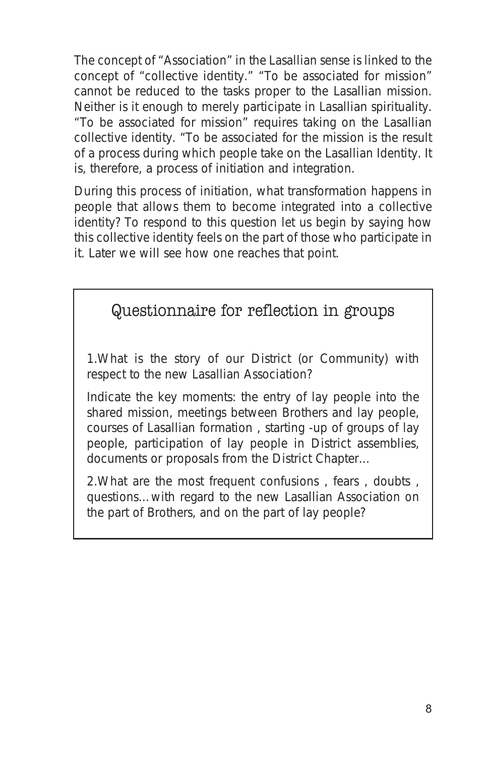The concept of "Association" in the Lasallian sense is linked to the concept of "collective identity." "To be associated for mission" cannot be reduced to the tasks proper to the Lasallian mission. Neither is it enough to merely participate in Lasallian spirituality. "To be associated for mission" requires taking on the Lasallian collective identity. "To be associated for the mission is the result of a process during which people take on the Lasallian Identity. It is, therefore, a process of initiation and integration.

During this process of initiation, what transformation happens in people that allows them to become integrated into a collective identity? To respond to this question let us begin by saying how this collective identity feels on the part of those who participate in it. Later we will see how one reaches that point.

## Questionnaire for reflection in groups

1. What is the story of our District (or Community) with respect to the new Lasallian Association?

Indicate the key moments: the entry of lay people into the shared mission, meetings between Brothers and lay people, courses of Lasallian formation , starting -up of groups of lay people, participation of lay people in District assemblies, documents or proposals from the District Chapter...

2. What are the most frequent confusions , fears , doubts , questions... with regard to the new Lasallian Association on the part of Brothers, and on the part of lay people?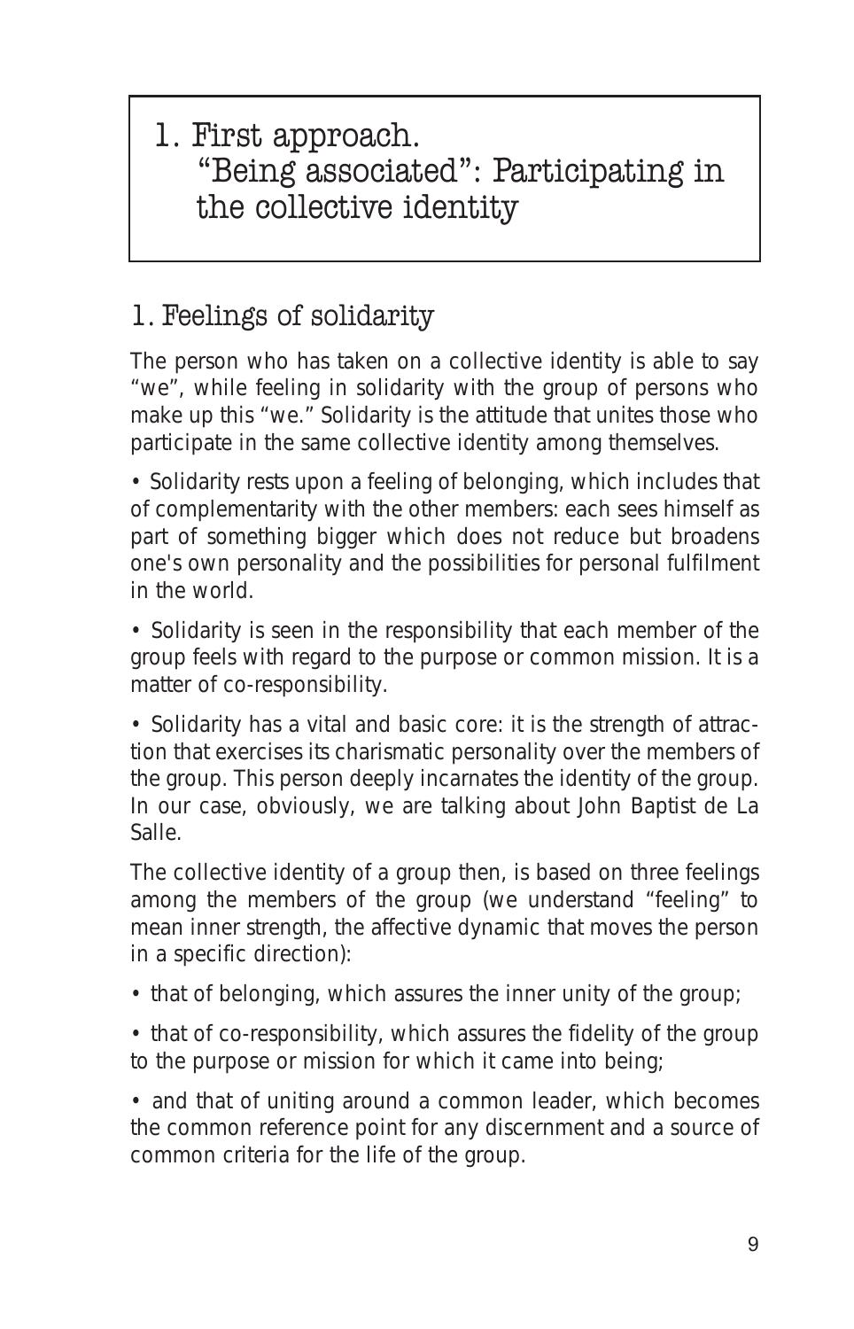# 1. First approach. "Being associated": Participating in the collective identity

## 1. Feelings of solidarity

The person who has taken on a collective identity is able to say "we", while feeling in solidarity with the group of persons who make up this "we." Solidarity is the attitude that unites those who participate in the same collective identity among themselves.

• Solidarity rests upon a feeling of belonging, which includes that of complementarity with the other members: each sees himself as part of something bigger which does not reduce but broadens one's own personality and the possibilities for personal fulfilment in the world.

• Solidarity is seen in the responsibility that each member of the group feels with regard to the purpose or common mission. It is a matter of co-responsibility.

• Solidarity has a vital and basic core: it is the strength of attraction that exercises its charismatic personality over the members of the group. This person deeply incarnates the identity of the group. In our case, obviously, we are talking about John Baptist de La Salle.

The collective identity of a group then, is based on three feelings among the members of the group (we understand "feeling" to mean inner strength, the affective dynamic that moves the person in a specific direction):

• that of belonging, which assures the inner unity of the group;

• that of co-responsibility, which assures the fidelity of the group to the purpose or mission for which it came into being;

• and that of uniting around a common leader, which becomes the common reference point for any discernment and a source of common criteria for the life of the group.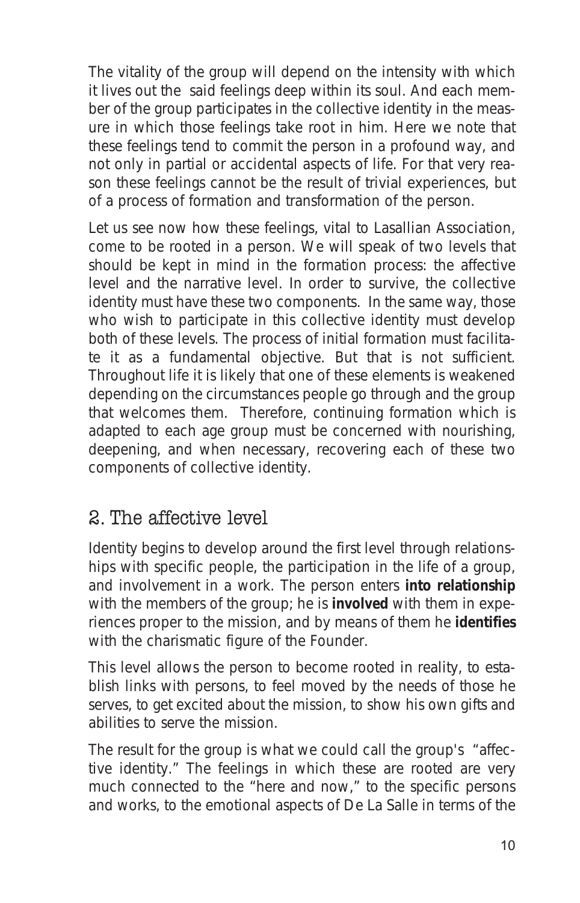The vitality of the group will depend on the intensity with which it lives out the said feelings deep within its soul. And each member of the group participates in the collective identity in the measure in which those feelings take root in him. Here we note that these feelings tend to commit the person in a profound way, and not only in partial or accidental aspects of life. For that very reason these feelings cannot be the result of trivial experiences, but of a process of formation and transformation of the person.

Let us see now how these feelings, vital to Lasallian Association, come to be rooted in a person. We will speak of two levels that should be kept in mind in the formation process: the affective level and the narrative level. In order to survive, the collective identity must have these two components. In the same way, those who wish to participate in this collective identity must develop both of these levels. The process of initial formation must facilitate it as a fundamental objective. But that is not sufficient. Throughout life it is likely that one of these elements is weakened depending on the circumstances people go through and the group that welcomes them. Therefore, continuing formation which is adapted to each age group must be concerned with nourishing, deepening, and when necessary, recovering each of these two components of collective identity.

## 2. The affective level

Identity begins to develop around the first level through relationships with specific people, the participation in the life of a group, and involvement in a work. The person enters **into relationship** with the members of the group; he is **involved** with them in experiences proper to the mission, and by means of them he **identifies** with the charismatic figure of the Founder.

This level allows the person to become rooted in reality, to establish links with persons, to feel moved by the needs of those he serves, to get excited about the mission, to show his own gifts and abilities to serve the mission.

The result for the group is what we could call the group's "affective identity." The feelings in which these are rooted are very much connected to the "here and now," to the specific persons and works, to the emotional aspects of De La Salle in terms of the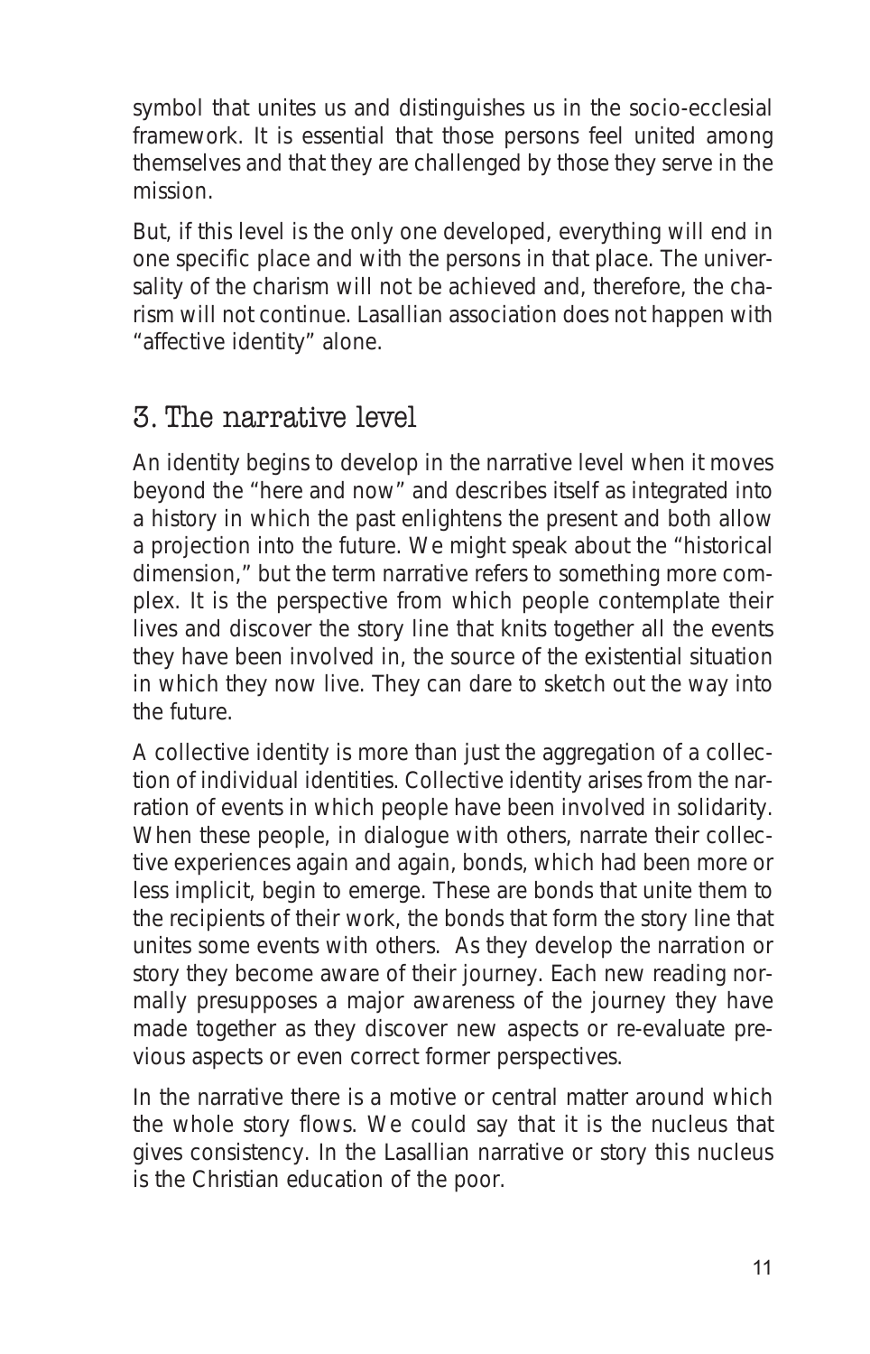symbol that unites us and distinguishes us in the socio-ecclesial framework. It is essential that those persons feel united among themselves and that they are challenged by those they serve in the mission.

But, if this level is the only one developed, everything will end in one specific place and with the persons in that place. The universality of the charism will not be achieved and, therefore, the charism will not continue. Lasallian association does not happen with "affective identity" alone.

## 3. The narrative level

An identity begins to develop in the narrative level when it moves beyond the "here and now" and describes itself as integrated into a history in which the past enlightens the present and both allow a projection into the future. We might speak about the "historical dimension," but the term narrative refers to something more complex. It is the perspective from which people contemplate their lives and discover the story line that knits together all the events they have been involved in, the source of the existential situation in which they now live. They can dare to sketch out the way into the future.

A collective identity is more than just the aggregation of a collection of individual identities. Collective identity arises from the narration of events in which people have been involved in solidarity. When these people, in dialogue with others, narrate their collective experiences again and again, bonds, which had been more or less implicit, begin to emerge. These are bonds that unite them to the recipients of their work, the bonds that form the story line that unites some events with others. As they develop the narration or story they become aware of their journey. Each new reading normally presupposes a major awareness of the journey they have made together as they discover new aspects or re-evaluate previous aspects or even correct former perspectives.

In the narrative there is a motive or central matter around which the whole story flows. We could say that it is the nucleus that gives consistency. In the Lasallian narrative or story this nucleus is the Christian education of the poor.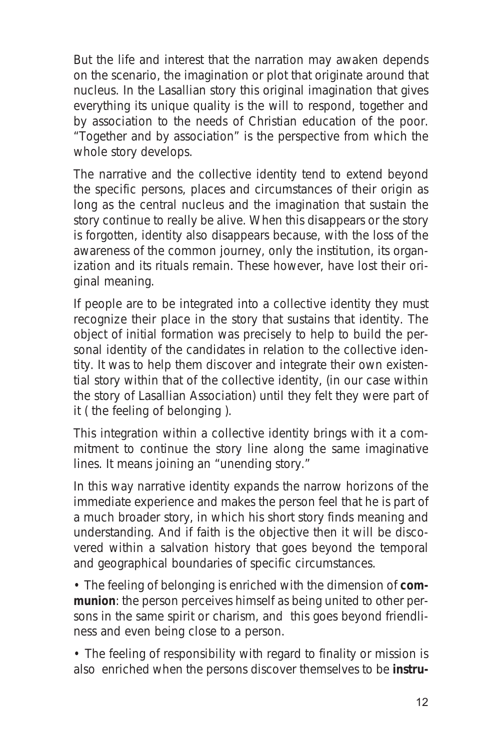But the life and interest that the narration may awaken depends on the scenario, the imagination or plot that originate around that nucleus. In the Lasallian story this original imagination that gives everything its unique quality is the will to respond, together and by association to the needs of Christian education of the poor. "Together and by association" is the perspective from which the whole story develops.

The narrative and the collective identity tend to extend beyond the specific persons, places and circumstances of their origin as long as the central nucleus and the imagination that sustain the story continue to really be alive. When this disappears or the story is forgotten, identity also disappears because, with the loss of the awareness of the common journey, only the institution, its organization and its rituals remain. These however, have lost their original meaning.

If people are to be integrated into a collective identity they must recognize their place in the story that sustains that identity. The object of initial formation was precisely to help to build the personal identity of the candidates in relation to the collective identity. It was to help them discover and integrate their own existential story within that of the collective identity, (in our case within the story of Lasallian Association) until they felt they were part of it ( the feeling of belonging ).

This integration within a collective identity brings with it a commitment to continue the story line along the same imaginative lines. It means joining an "unending story."

In this way narrative identity expands the narrow horizons of the immediate experience and makes the person feel that he is part of a much broader story, in which his short story finds meaning and understanding. And if faith is the objective then it will be discovered within a salvation history that goes beyond the temporal and geographical boundaries of specific circumstances.

- The feeling of belonging is enriched with the dimension of **communion**: the person perceives himself as being united to other persons in the same spirit or charism, and this goes beyond friendliness and even being close to a person.

- The feeling of responsibility with regard to finality or mission is also enriched when the persons discover themselves to be **instru-**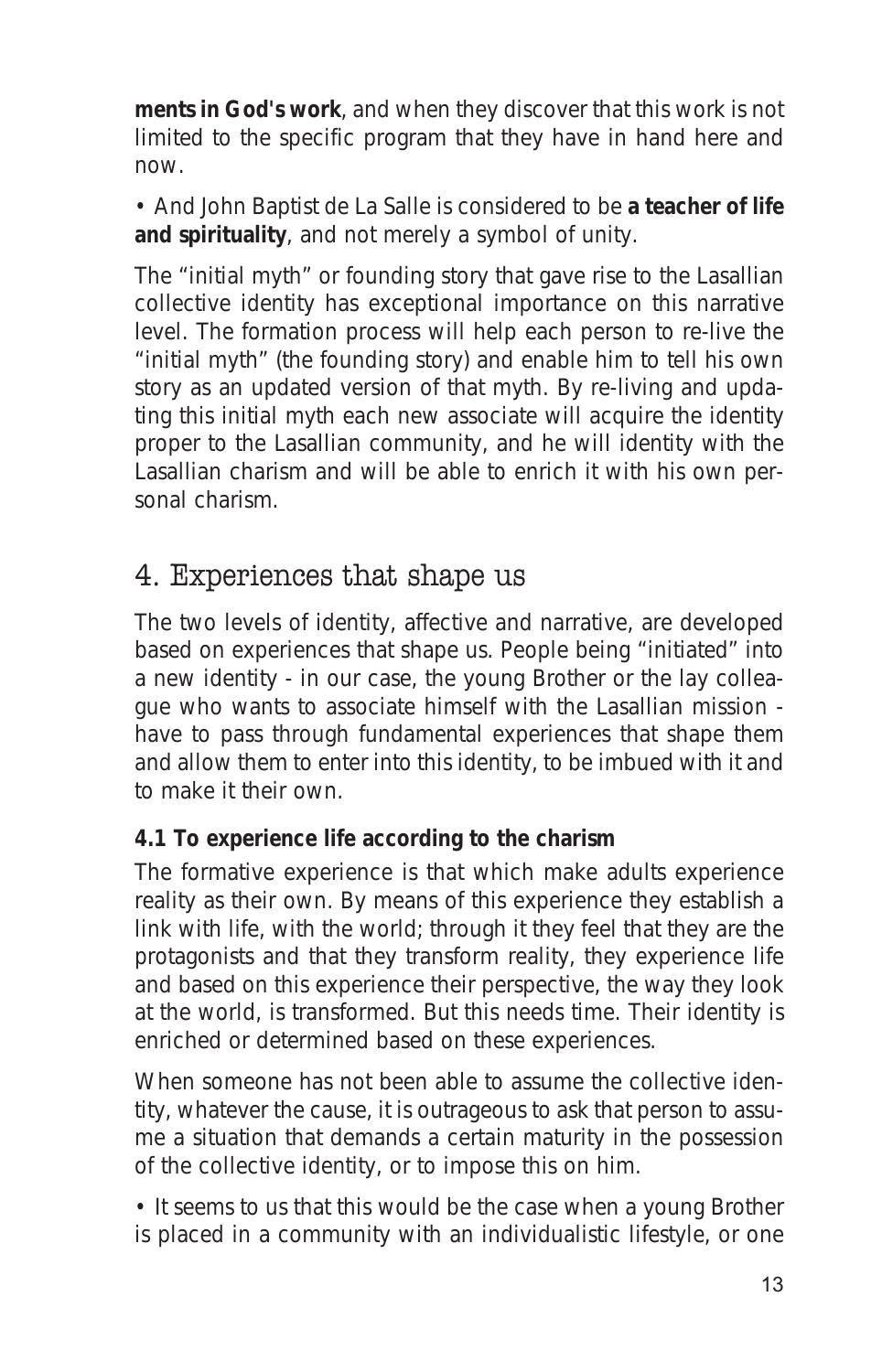**ments in God's work**, and when they discover that this work is not limited to the specific program that they have in hand here and now.

- And John Baptist de La Salle is considered to be **a teacher of life and spirituality**, and not merely a symbol of unity.

The "initial myth" or founding story that gave rise to the Lasallian collective identity has exceptional importance on this narrative level. The formation process will help each person to re-live the "initial myth" (the founding story) and enable him to tell his own story as an updated version of that myth. By re-living and updating this initial myth each new associate will acquire the identity proper to the Lasallian community, and he will identity with the Lasallian charism and will be able to enrich it with his own personal charism.

## 4. Experiences that shape us

The two levels of identity, affective and narrative, are developed based on experiences that shape us. People being "initiated" into a new identity - in our case, the young Brother or the lay colleague who wants to associate himself with the Lasallian mission - have to pass through fundamental experiences that shape them and allow them to enter into this identity, to be imbued with it and to make it their own.

### 4.1 To experience life according to the charism

The formative experience is that which make adults experience reality as their own. By means of this experience they establish a link with life, with the world; through it they feel that they are the protagonists and that they transform reality, they experience life and based on this experience their perspective, the way they look at the world, is transformed. But this needs time. Their identity is enriched or determined based on these experiences.

When someone has not been able to assume the collective identity, whatever the cause, it is outrageous to ask that person to assume a situation that demands a certain maturity in the possession of the collective identity, or to impose this on him.

- It seems to us that this would be the case when a young Brother is placed in a community with an individualistic lifestyle, or one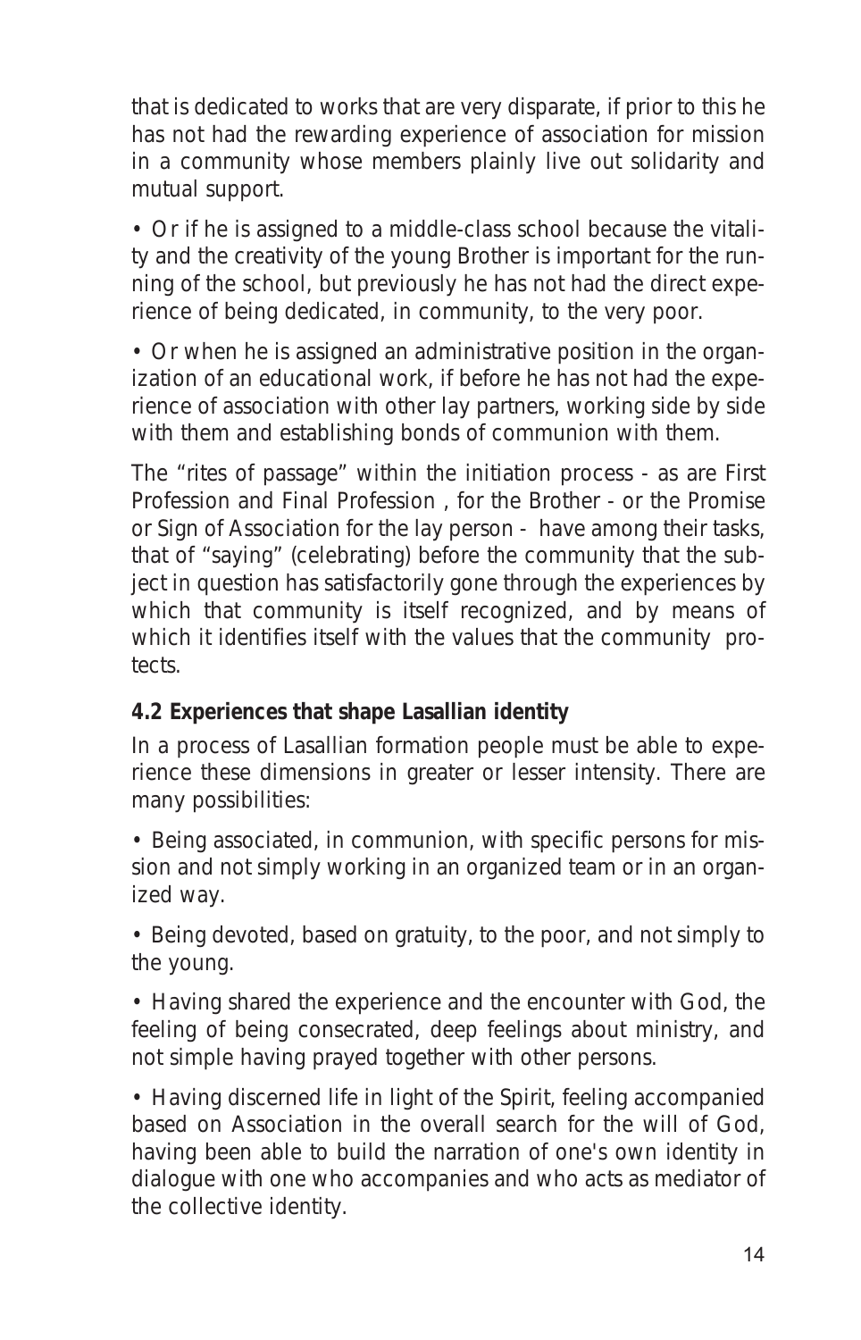that is dedicated to works that are very disparate, if prior to this he has not had the rewarding experience of association for mission in a community whose members plainly live out solidarity and mutual support.

• Or if he is assigned to a middle-class school because the vitality and the creativity of the young Brother is important for the running of the school, but previously he has not had the direct experience of being dedicated, in community, to the very poor.

• Or when he is assigned an administrative position in the organization of an educational work, if before he has not had the experience of association with other lay partners, working side by side with them and establishing bonds of communion with them.

The "rites of passage" within the initiation process - as are First Profession and Final Profession , for the Brother - or the Promise or Sign of Association for the lay person - have among their tasks, that of "saying" (celebrating) before the community that the subject in question has satisfactorily gone through the experiences by which that community is itself recognized, and by means of which it identifies itself with the values that the community protects.

### 4.2 Experiences that shape Lasallian identity

In a process of Lasallian formation people must be able to experience these dimensions in greater or lesser intensity. There are many possibilities:

• Being associated, in communion, with specific persons for mission and not simply working in an organized team or in an organized way.

• Being devoted, based on gratuity, to the poor, and not simply to the young.

• Having shared the experience and the encounter with God, the feeling of being consecrated, deep feelings about ministry, and not simple having prayed together with other persons.

• Having discerned life in light of the Spirit, feeling accompanied based on Association in the overall search for the will of God, having been able to build the narration of one's own identity in dialogue with one who accompanies and who acts as mediator of the collective identity.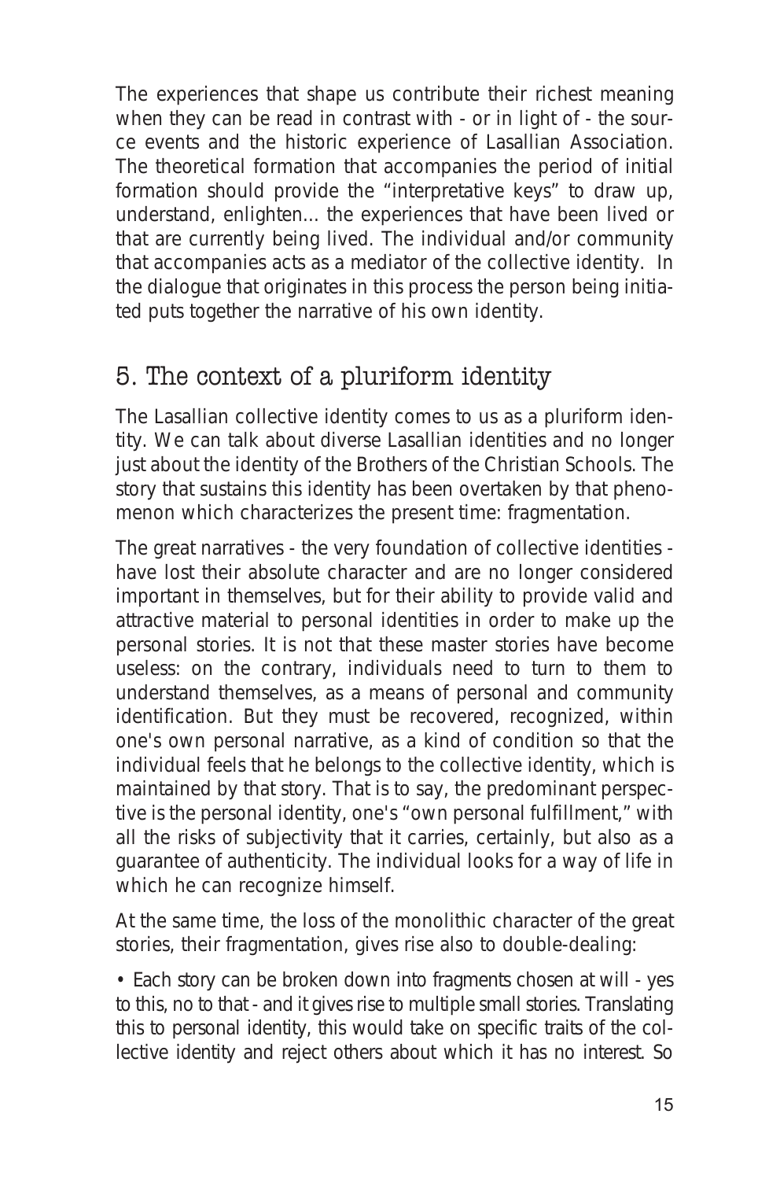The experiences that shape us contribute their richest meaning when they can be read in contrast with - or in light of - the source events and the historic experience of Lasallian Association. The theoretical formation that accompanies the period of initial formation should provide the "interpretative keys" to draw up, understand, enlighten... the experiences that have been lived or that are currently being lived. The individual and/or community that accompanies acts as a mediator of the collective identity. In the dialogue that originates in this process the person being initiated puts together the narrative of his own identity.

## 5. The context of a pluriform identity

The Lasallian collective identity comes to us as a pluriform identity. We can talk about diverse Lasallian identities and no longer just about the identity of the Brothers of the Christian Schools. The story that sustains this identity has been overtaken by that phenomenon which characterizes the present time: fragmentation.

The great narratives - the very foundation of collective identities - have lost their absolute character and are no longer considered important in themselves, but for their ability to provide valid and attractive material to personal identities in order to make up the personal stories. It is not that these master stories have become useless: on the contrary, individuals need to turn to them to understand themselves, as a means of personal and community identification. But they must be recovered, recognized, within one's own personal narrative, as a kind of condition so that the individual feels that he belongs to the collective identity, which is maintained by that story. That is to say, the predominant perspective is the personal identity, one's "own personal fulfillment," with all the risks of subjectivity that it carries, certainly, but also as a guarantee of authenticity. The individual looks for a way of life in which he can recognize himself.

At the same time, the loss of the monolithic character of the great stories, their fragmentation, gives rise also to double-dealing:

- Each story can be broken down into fragments chosen at will - yes to this, no to that - and it gives rise to multiple small stories. Translating this to personal identity, this would take on specific traits of the collective identity and reject others about which it has no interest. So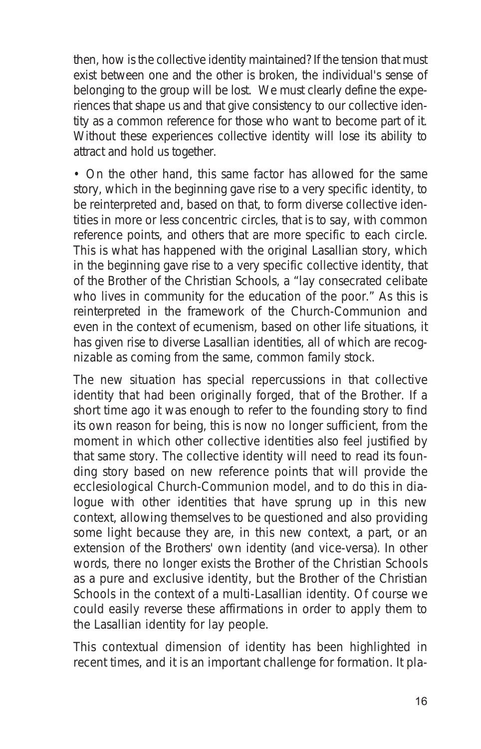then, how is the collective identity maintained? If the tension that must exist between one and the other is broken, the individual's sense of belonging to the group will be lost. We must clearly define the experiences that shape us and that give consistency to our collective identity as a common reference for those who want to become part of it. Without these experiences collective identity will lose its ability to attract and hold us together.

• On the other hand, this same factor has allowed for the same story, which in the beginning gave rise to a very specific identity, to be reinterpreted and, based on that, to form diverse collective identities in more or less concentric circles, that is to say, with common reference points, and others that are more specific to each circle. This is what has happened with the original Lasallian story, which in the beginning gave rise to a very specific collective identity, that of the Brother of the Christian Schools, a "lay consecrated celibate who lives in community for the education of the poor." As this is reinterpreted in the framework of the Church-Communion and even in the context of ecumenism, based on other life situations, it has given rise to diverse Lasallian identities, all of which are recognizable as coming from the same, common family stock.

The new situation has special repercussions in that collective identity that had been originally forged, that of the Brother. If a short time ago it was enough to refer to the founding story to find its own reason for being, this is now no longer sufficient, from the moment in which other collective identities also feel justified by that same story. The collective identity will need to read its founding story based on new reference points that will provide the ecclesiological Church-Communion model, and to do this in dialogue with other identities that have sprung up in this new context, allowing themselves to be questioned and also providing some light because they are, in this new context, a part, or an extension of the Brothers' own identity (and vice-versa). In other words, there no longer exists the Brother of the Christian Schools as a pure and exclusive identity, but the Brother of the Christian Schools in the context of a multi-Lasallian identity. Of course we could easily reverse these affirmations in order to apply them to the Lasallian identity for lay people.

This contextual dimension of identity has been highlighted in recent times, and it is an important challenge for formation. It pla-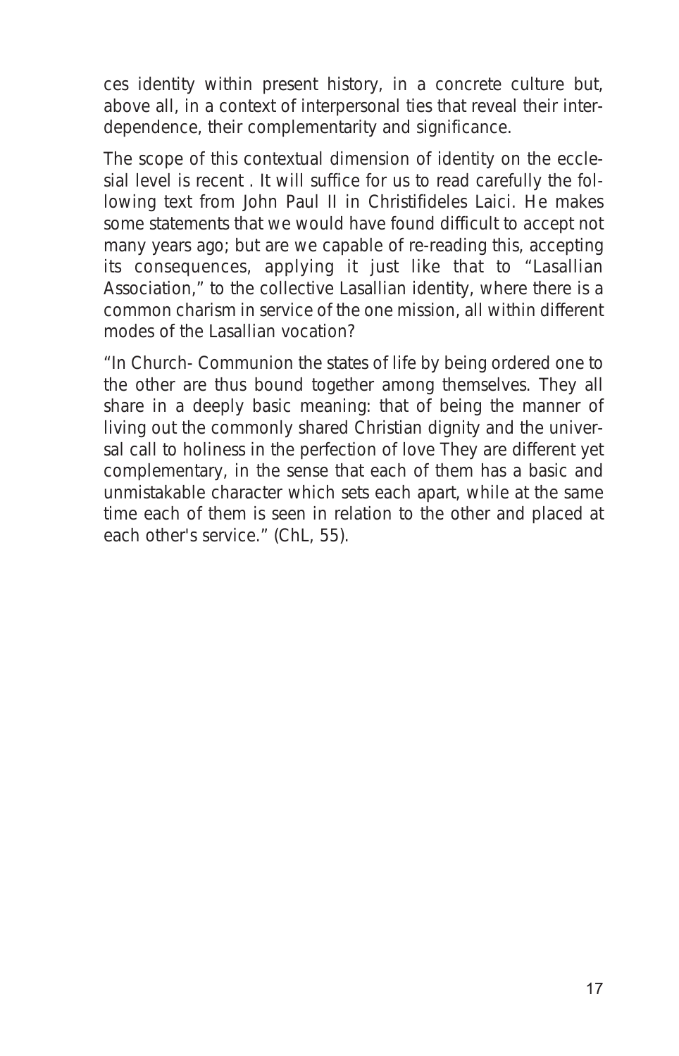ces identity within present history, in a concrete culture but, above all, in a context of interpersonal ties that reveal their interdependence, their complementarity and significance.

The scope of this contextual dimension of identity on the ecclesial level is recent . It will suffice for us to read carefully the following text from John Paul II in Christifideles Laici. He makes some statements that we would have found difficult to accept not many years ago; but are we capable of re-reading this, accepting its consequences, applying it just like that to "Lasallian Association," to the collective Lasallian identity, where there is a common charism in service of the one mission, all within different modes of the Lasallian vocation?

"In Church- Communion the states of life by being ordered one to the other are thus bound together among themselves. They all share in a deeply basic meaning: that of being the manner of living out the commonly shared Christian dignity and the universal call to holiness in the perfection of love They are different yet complementary, in the sense that each of them has a basic and unmistakable character which sets each apart, while at the same time each of them is seen in relation to the other and placed at each other's service." (ChL, 55).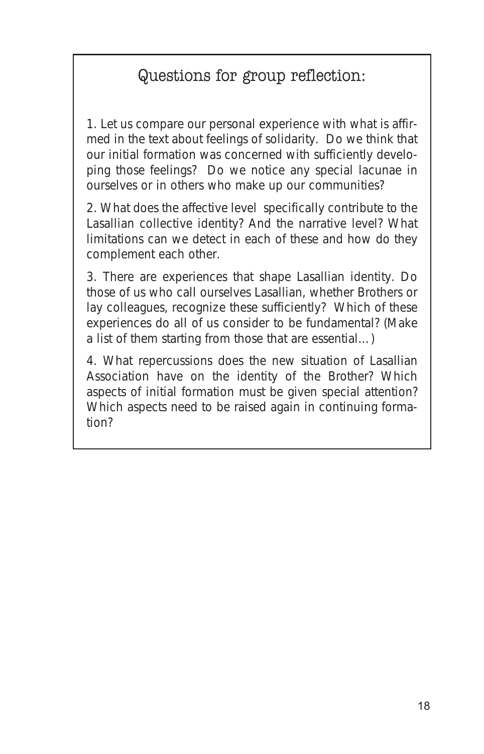## Questions for group reflection:

1. Let us compare our personal experience with what is affirmed in the text about feelings of solidarity. Do we think that our initial formation was concerned with sufficiently developing those feelings? Do we notice any special lacunae in ourselves or in others who make up our communities?

2. What does the affective level specifically contribute to the Lasallian collective identity? And the narrative level? What limitations can we detect in each of these and how do they complement each other.

3. There are experiences that shape Lasallian identity. Do those of us who call ourselves Lasallian, whether Brothers or lay colleagues, recognize these sufficiently? Which of these experiences do all of us consider to be fundamental? (Make a list of them starting from those that are essential…)

4. What repercussions does the new situation of Lasallian Association have on the identity of the Brother? Which aspects of initial formation must be given special attention? Which aspects need to be raised again in continuing formation?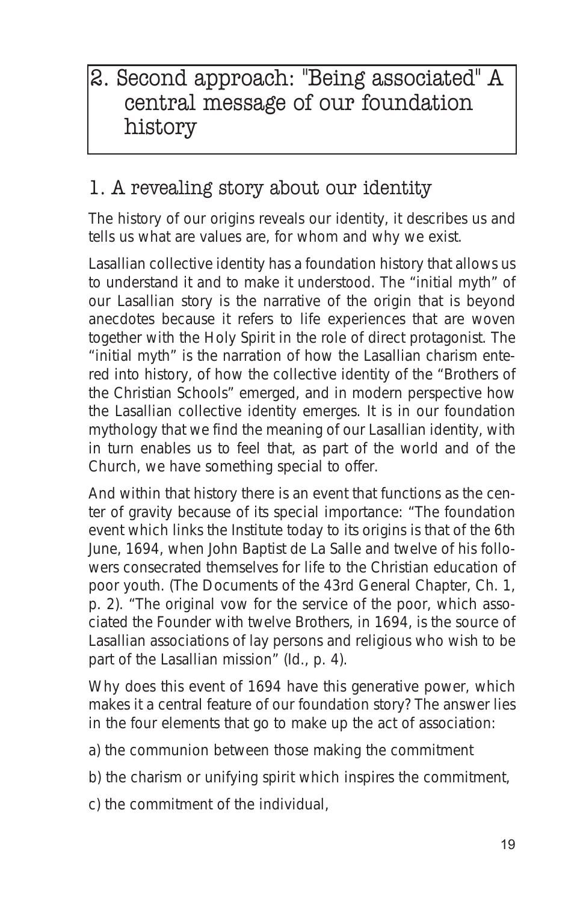# 2. Second approach: "Being associated" A central message of our foundation history

## 1. A revealing story about our identity

The history of our origins reveals our identity, it describes us and tells us what are values are, for whom and why we exist.

Lasallian collective identity has a foundation history that allows us to understand it and to make it understood. The "initial myth" of our Lasallian story is the narrative of the origin that is beyond anecdotes because it refers to life experiences that are woven together with the Holy Spirit in the role of direct protagonist. The "initial myth" is the narration of how the Lasallian charism entered into history, of how the collective identity of the "Brothers of the Christian Schools" emerged, and in modern perspective how the Lasallian collective identity emerges. It is in our foundation mythology that we find the meaning of our Lasallian identity, with in turn enables us to feel that, as part of the world and of the Church, we have something special to offer.

And within that history there is an event that functions as the center of gravity because of its special importance: "The foundation event which links the Institute today to its origins is that of the 6th June, 1694, when John Baptist de La Salle and twelve of his followers consecrated themselves for life to the Christian education of poor youth. (The Documents of the 43rd General Chapter, Ch. 1, p. 2). "The original vow for the service of the poor, which associated the Founder with twelve Brothers, in 1694, is the source of Lasallian associations of lay persons and religious who wish to be part of the Lasallian mission" (Id., p. 4).

Why does this event of 1694 have this generative power, which makes it a central feature of our foundation story? The answer lies in the four elements that go to make up the act of association:

a) the communion between those making the commitment

b) the charism or unifying spirit which inspires the commitment,

c) the commitment of the individual,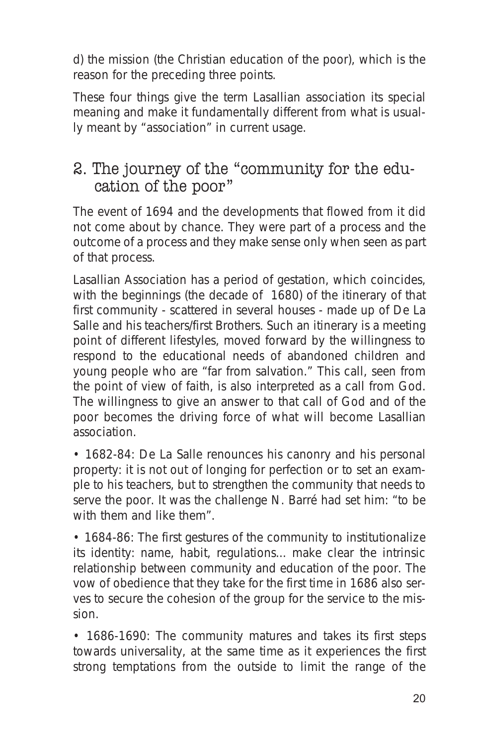d) the mission (the Christian education of the poor), which is the reason for the preceding three points.

These four things give the term Lasallian association its special meaning and make it fundamentally different from what is usually meant by “association” in current usage.

## 2. The journey of the “community for the education of the poor”

The event of 1694 and the developments that flowed from it did not come about by chance. They were part of a process and the outcome of a process and they make sense only when seen as part of that process.

Lasallian Association has a period of gestation, which coincides, with the beginnings (the decade of 1680) of the itinerary of that first community - scattered in several houses - made up of De La Salle and his teachers/first Brothers. Such an itinerary is a meeting point of different lifestyles, moved forward by the willingness to respond to the educational needs of abandoned children and young people who are “far from salvation.” This call, seen from the point of view of faith, is also interpreted as a call from God. The willingness to give an answer to that call of God and of the poor becomes the driving force of what will become Lasallian association.

- 1682-84: De La Salle renounces his canonry and his personal property: it is not out of longing for perfection or to set an example to his teachers, but to strengthen the community that needs to serve the poor. It was the challenge N. Barré had set him: “to be with them and like them”.
- 1684-86: The first gestures of the community to institutionalize its identity: name, habit, regulations... make clear the intrinsic relationship between community and education of the poor. The vow of obedience that they take for the first time in 1686 also serves to secure the cohesion of the group for the service to the mission.
- 1686-1690: The community matures and takes its first steps towards universality, at the same time as it experiences the first strong temptations from the outside to limit the range of the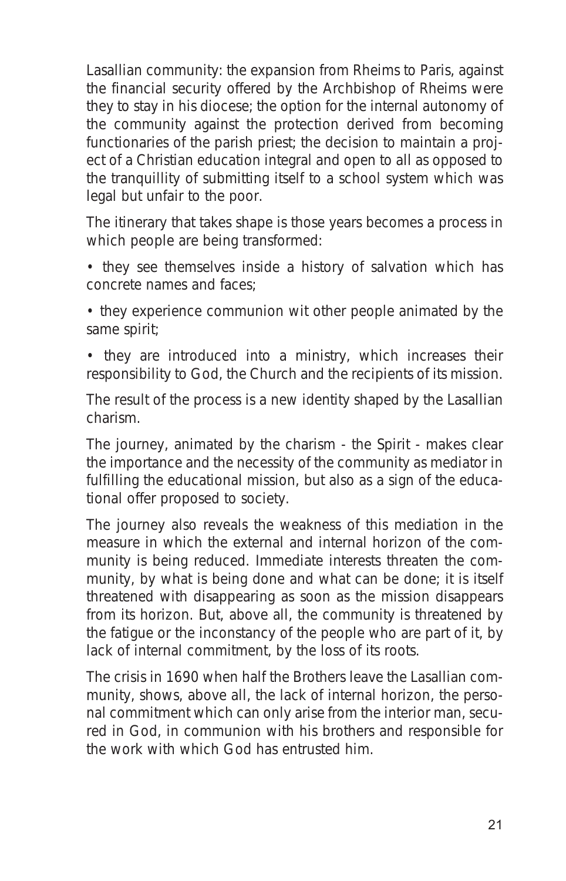Lasallian community: the expansion from Rheims to Paris, against the financial security offered by the Archbishop of Rheims were they to stay in his diocese; the option for the internal autonomy of the community against the protection derived from becoming functionaries of the parish priest; the decision to maintain a project of a Christian education integral and open to all as opposed to the tranquillity of submitting itself to a school system which was legal but unfair to the poor.

The itinerary that takes shape is those years becomes a process in which people are being transformed:

- they see themselves inside a history of salvation which has concrete names and faces;
- they experience communion wit other people animated by the same spirit;
- they are introduced into a ministry, which increases their responsibility to God, the Church and the recipients of its mission.

The result of the process is a new identity shaped by the Lasallian charism.

The journey, animated by the charism - the Spirit - makes clear the importance and the necessity of the community as mediator in fulfilling the educational mission, but also as a sign of the educational offer proposed to society.

The journey also reveals the weakness of this mediation in the measure in which the external and internal horizon of the community is being reduced. Immediate interests threaten the community, by what is being done and what can be done; it is itself threatened with disappearing as soon as the mission disappears from its horizon. But, above all, the community is threatened by the fatigue or the inconstancy of the people who are part of it, by lack of internal commitment, by the loss of its roots.

The crisis in 1690 when half the Brothers leave the Lasallian community, shows, above all, the lack of internal horizon, the personal commitment which can only arise from the interior man, secured in God, in communion with his brothers and responsible for the work with which God has entrusted him.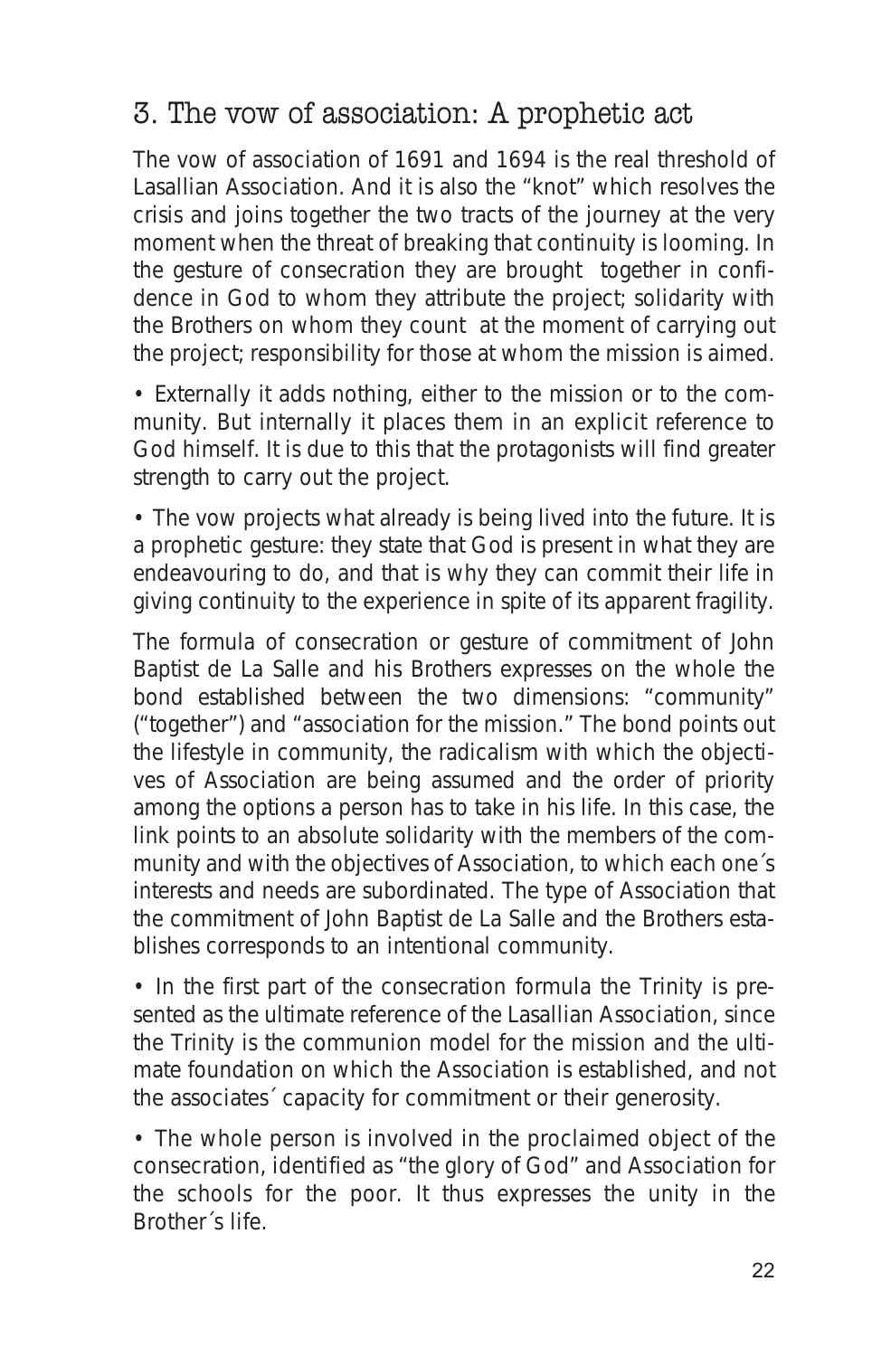## 3. The vow of association: A prophetic act

The vow of association of 1691 and 1694 is the real threshold of Lasallian Association. And it is also the "knot" which resolves the crisis and joins together the two tracts of the journey at the very moment when the threat of breaking that continuity is looming. In the gesture of consecration they are brought together in confidence in God to whom they attribute the project; solidarity with the Brothers on whom they count at the moment of carrying out the project; responsibility for those at whom the mission is aimed.

- Externally it adds nothing, either to the mission or to the community. But internally it places them in an explicit reference to God himself. It is due to this that the protagonists will find greater strength to carry out the project.

- The vow projects what already is being lived into the future. It is a prophetic gesture: they state that God is present in what they are endeavouring to do, and that is why they can commit their life in giving continuity to the experience in spite of its apparent fragility.

The formula of consecration or gesture of commitment of John Baptist de La Salle and his Brothers expresses on the whole the bond established between the two dimensions: "community" ("together") and "association for the mission." The bond points out the lifestyle in community, the radicalism with which the objectives of Association are being assumed and the order of priority among the options a person has to take in his life. In this case, the link points to an absolute solidarity with the members of the community and with the objectives of Association, to which each one´s interests and needs are subordinated. The type of Association that the commitment of John Baptist de La Salle and the Brothers establishes corresponds to an intentional community.

- In the first part of the consecration formula the Trinity is presented as the ultimate reference of the Lasallian Association, since the Trinity is the communion model for the mission and the ultimate foundation on which the Association is established, and not the associates´ capacity for commitment or their generosity.

- The whole person is involved in the proclaimed object of the consecration, identified as "the glory of God" and Association for the schools for the poor. It thus expresses the unity in the Brother´s life.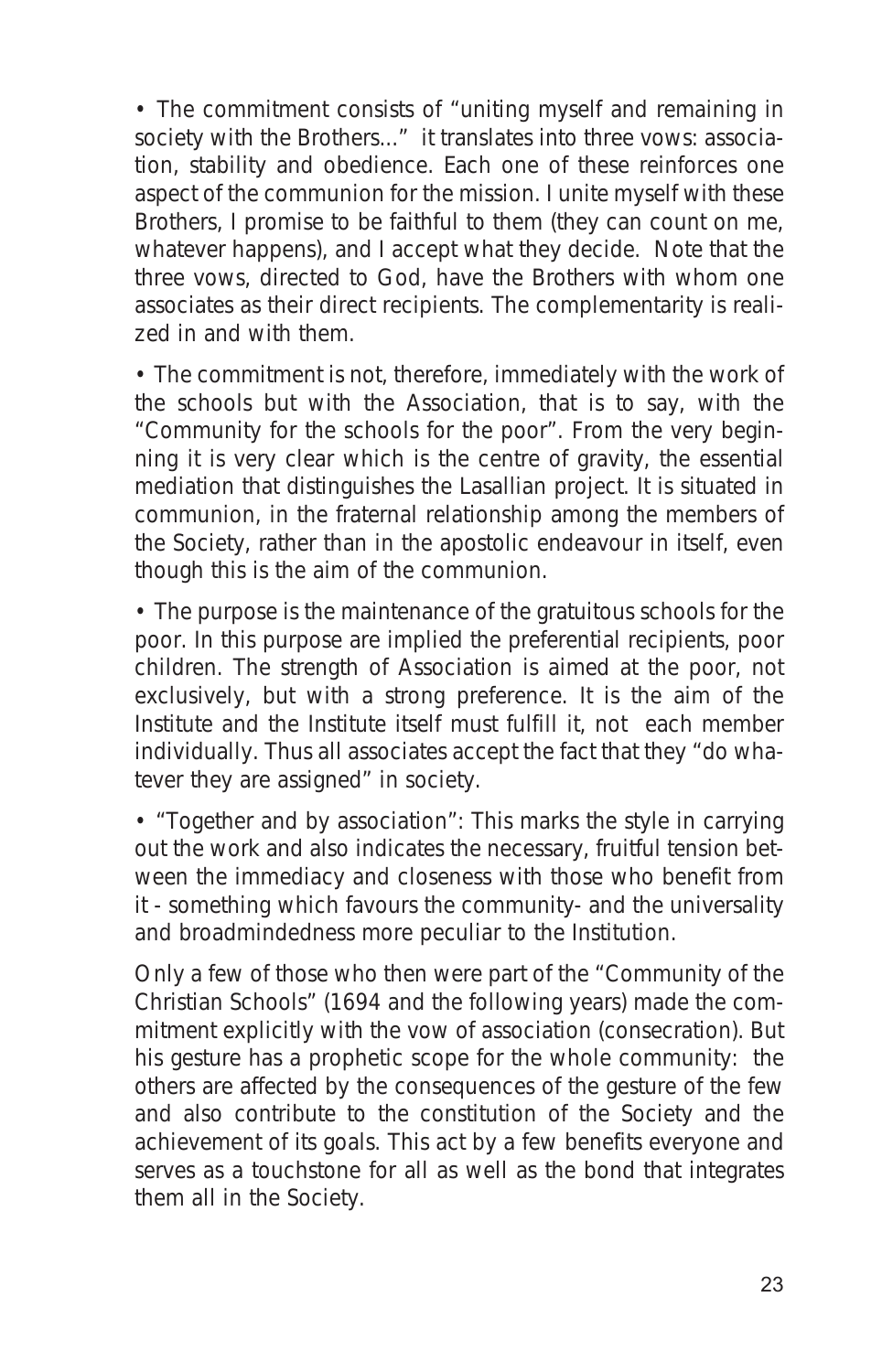• The commitment consists of "uniting myself and remaining in society with the Brothers..." it translates into three vows: association, stability and obedience. Each one of these reinforces one aspect of the communion for the mission. I unite myself with these Brothers, I promise to be faithful to them (they can count on me, whatever happens), and I accept what they decide. Note that the three vows, directed to God, have the Brothers with whom one associates as their direct recipients. The complementarity is realized in and with them.

• The commitment is not, therefore, immediately with the work of the schools but with the Association, that is to say, with the "Community for the schools for the poor". From the very beginning it is very clear which is the centre of gravity, the essential mediation that distinguishes the Lasallian project. It is situated in communion, in the fraternal relationship among the members of the Society, rather than in the apostolic endeavour in itself, even though this is the aim of the communion.

• The purpose is the maintenance of the gratuitous schools for the poor. In this purpose are implied the preferential recipients, poor children. The strength of Association is aimed at the poor, not exclusively, but with a strong preference. It is the aim of the Institute and the Institute itself must fulfill it, not each member individually. Thus all associates accept the fact that they "do whatever they are assigned" in society.

• "Together and by association": This marks the style in carrying out the work and also indicates the necessary, fruitful tension between the immediacy and closeness with those who benefit from it - something which favours the community- and the universality and broadmindedness more peculiar to the Institution.

Only a few of those who then were part of the "Community of the Christian Schools" (1694 and the following years) made the commitment explicitly with the vow of association (consecration). But his gesture has a prophetic scope for the whole community: the others are affected by the consequences of the gesture of the few and also contribute to the constitution of the Society and the achievement of its goals. This act by a few benefits everyone and serves as a touchstone for all as well as the bond that integrates them all in the Society.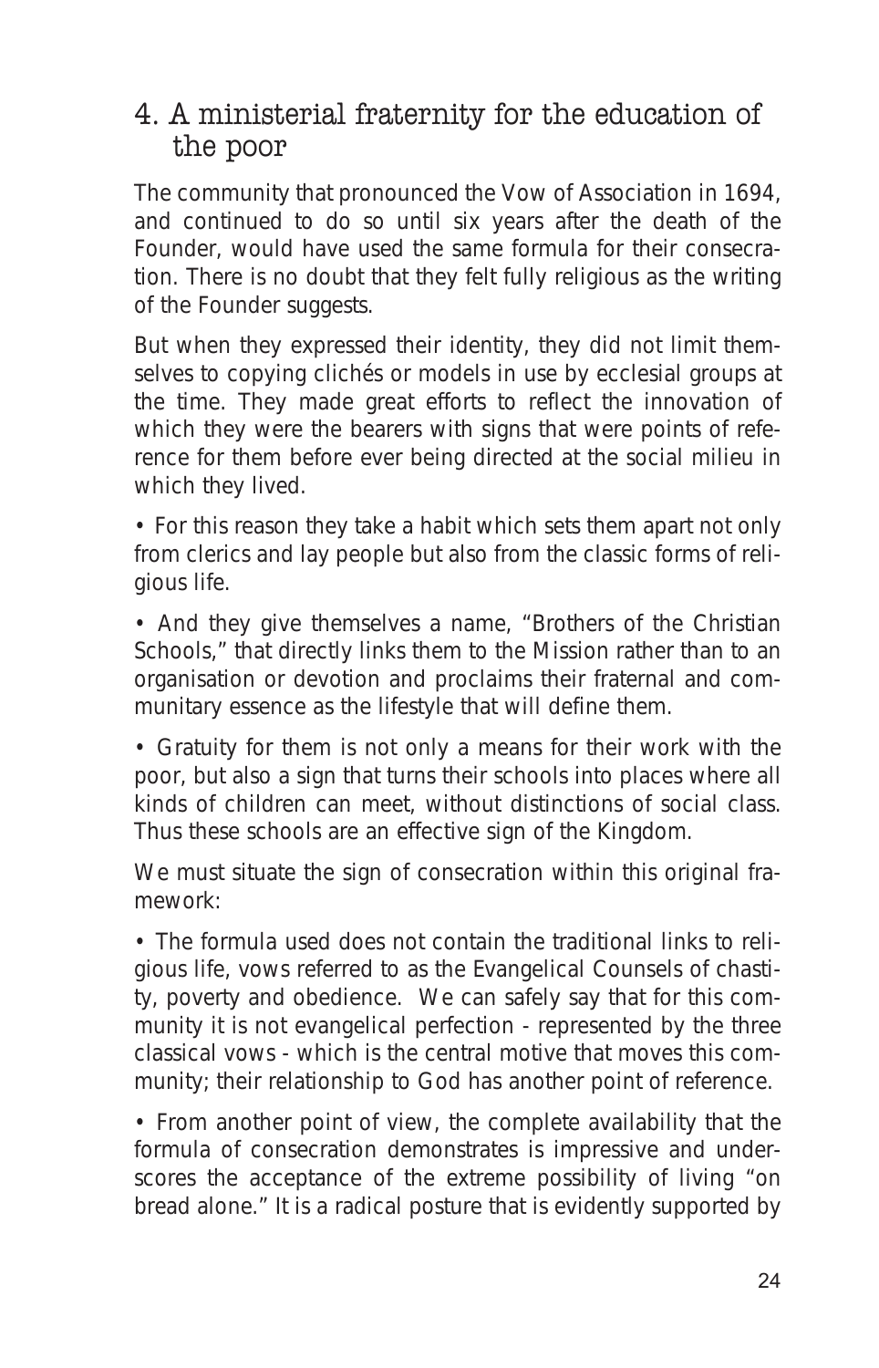## 4. A ministerial fraternity for the education of the poor

The community that pronounced the Vow of Association in 1694, and continued to do so until six years after the death of the Founder, would have used the same formula for their consecration. There is no doubt that they felt fully religious as the writing of the Founder suggests.

But when they expressed their identity, they did not limit themselves to copying clichés or models in use by ecclesial groups at the time. They made great efforts to reflect the innovation of which they were the bearers with signs that were points of reference for them before ever being directed at the social milieu in which they lived.

- For this reason they take a habit which sets them apart not only from clerics and lay people but also from the classic forms of religious life.

- And they give themselves a name, "Brothers of the Christian Schools," that directly links them to the Mission rather than to an organisation or devotion and proclaims their fraternal and communitary essence as the lifestyle that will define them.

- Gratuity for them is not only a means for their work with the poor, but also a sign that turns their schools into places where all kinds of children can meet, without distinctions of social class. Thus these schools are an effective sign of the Kingdom.

We must situate the sign of consecration within this original framework:

- The formula used does not contain the traditional links to religious life, vows referred to as the Evangelical Counsels of chastity, poverty and obedience. We can safely say that for this community it is not evangelical perfection - represented by the three classical vows - which is the central motive that moves this community; their relationship to God has another point of reference.

- From another point of view, the complete availability that the formula of consecration demonstrates is impressive and underscores the acceptance of the extreme possibility of living "on bread alone." It is a radical posture that is evidently supported by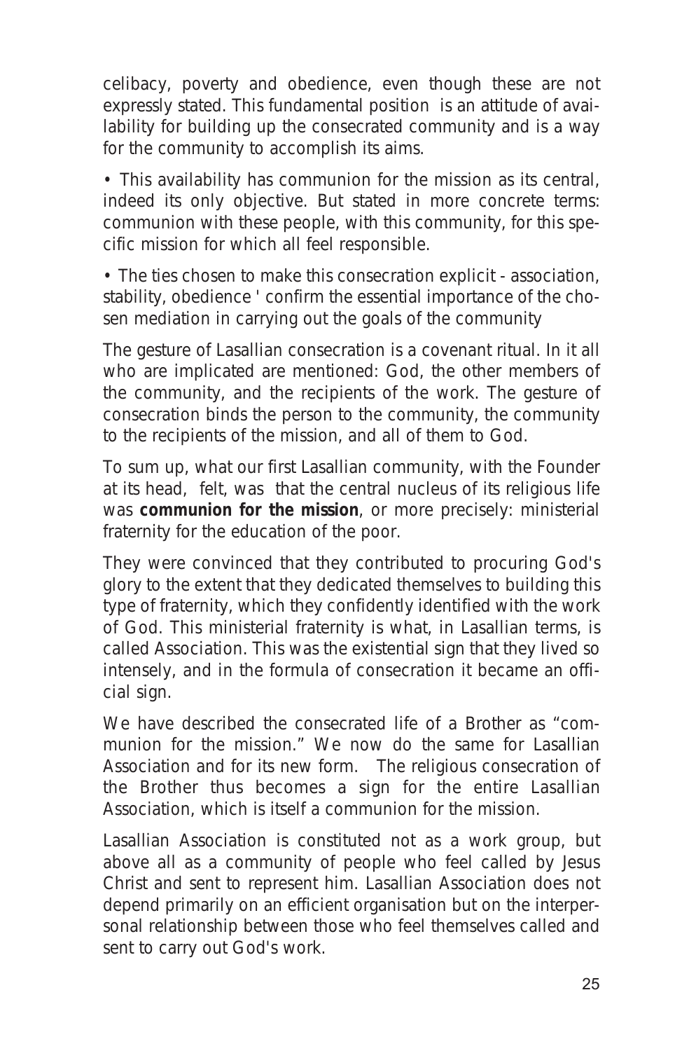celibacy, poverty and obedience, even though these are not expressly stated. This fundamental position is an attitude of availability for building up the consecrated community and is a way for the community to accomplish its aims.

• This availability has communion for the mission as its central, indeed its only objective. But stated in more concrete terms: communion with these people, with this community, for this specific mission for which all feel responsible.

• The ties chosen to make this consecration explicit - association, stability, obedience ' confirm the essential importance of the chosen mediation in carrying out the goals of the community

The gesture of Lasallian consecration is a covenant ritual. In it all who are implicated are mentioned: God, the other members of the community, and the recipients of the work. The gesture of consecration binds the person to the community, the community to the recipients of the mission, and all of them to God.

To sum up, what our first Lasallian community, with the Founder at its head, felt, was that the central nucleus of its religious life was **communion for the mission**, or more precisely: ministerial fraternity for the education of the poor.

They were convinced that they contributed to procuring God's glory to the extent that they dedicated themselves to building this type of fraternity, which they confidently identified with the work of God. This ministerial fraternity is what, in Lasallian terms, is called Association. This was the existential sign that they lived so intensely, and in the formula of consecration it became an official sign.

We have described the consecrated life of a Brother as "communion for the mission." We now do the same for Lasallian Association and for its new form. The religious consecration of the Brother thus becomes a sign for the entire Lasallian Association, which is itself a communion for the mission.

Lasallian Association is constituted not as a work group, but above all as a community of people who feel called by Jesus Christ and sent to represent him. Lasallian Association does not depend primarily on an efficient organisation but on the interpersonal relationship between those who feel themselves called and sent to carry out God's work.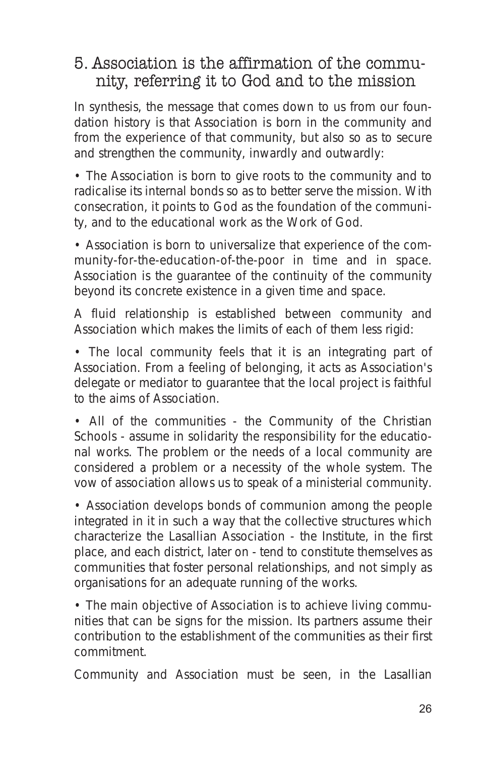## 5. Association is the affirmation of the community, referring it to God and to the mission

In synthesis, the message that comes down to us from our foundation history is that Association is born in the community and from the experience of that community, but also so as to secure and strengthen the community, inwardly and outwardly:

• The Association is born to give roots to the community and to radicalise its internal bonds so as to better serve the mission. With consecration, it points to God as the foundation of the community, and to the educational work as the Work of God.

• Association is born to universalize that experience of the community-for-the-education-of-the-poor in time and in space. Association is the guarantee of the continuity of the community beyond its concrete existence in a given time and space.

A fluid relationship is established between community and Association which makes the limits of each of them less rigid:

• The local community feels that it is an integrating part of Association. From a feeling of belonging, it acts as Association's delegate or mediator to guarantee that the local project is faithful to the aims of Association.

• All of the communities - the Community of the Christian Schools - assume in solidarity the responsibility for the educational works. The problem or the needs of a local community are considered a problem or a necessity of the whole system. The vow of association allows us to speak of a ministerial community.

• Association develops bonds of communion among the people integrated in it in such a way that the collective structures which characterize the Lasallian Association - the Institute, in the first place, and each district, later on - tend to constitute themselves as communities that foster personal relationships, and not simply as organisations for an adequate running of the works.

• The main objective of Association is to achieve living communities that can be signs for the mission. Its partners assume their contribution to the establishment of the communities as their first commitment.

Community and Association must be seen, in the Lasallian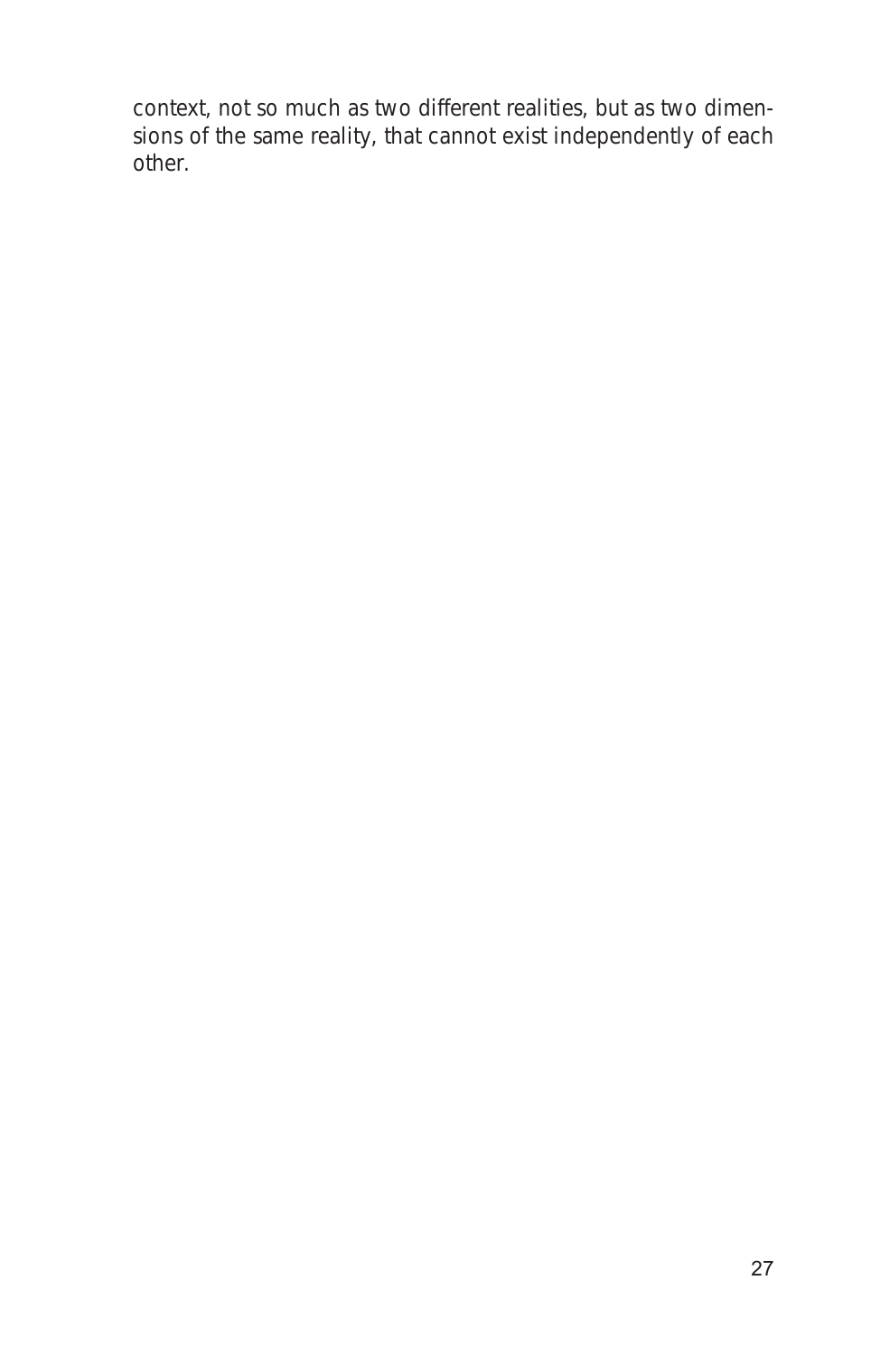context, not so much as two different realities, but as two dimensions of the same reality, that cannot exist independently of each other.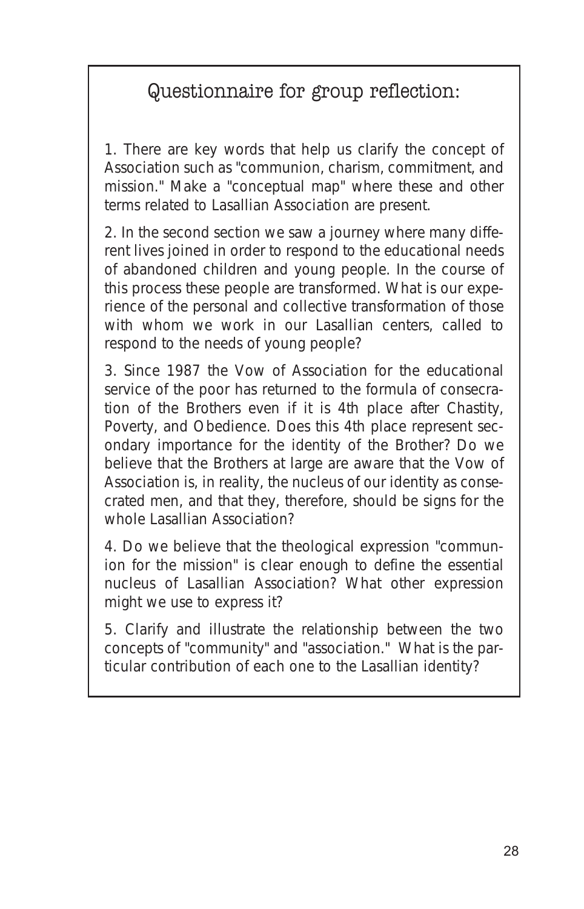## Questionnaire for group reflection:

1. There are key words that help us clarify the concept of Association such as "communion, charism, commitment, and mission." Make a "conceptual map" where these and other terms related to Lasallian Association are present.

2. In the second section we saw a journey where many different lives joined in order to respond to the educational needs of abandoned children and young people. In the course of this process these people are transformed. What is our experience of the personal and collective transformation of those with whom we work in our Lasallian centers, called to respond to the needs of young people?

3. Since 1987 the Vow of Association for the educational service of the poor has returned to the formula of consecration of the Brothers even if it is 4th place after Chastity, Poverty, and Obedience. Does this 4th place represent secondary importance for the identity of the Brother? Do we believe that the Brothers at large are aware that the Vow of Association is, in reality, the nucleus of our identity as consecrated men, and that they, therefore, should be signs for the whole Lasallian Association?

4. Do we believe that the theological expression "communion for the mission" is clear enough to define the essential nucleus of Lasallian Association? What other expression might we use to express it?

5. Clarify and illustrate the relationship between the two concepts of "community" and "association." What is the particular contribution of each one to the Lasallian identity?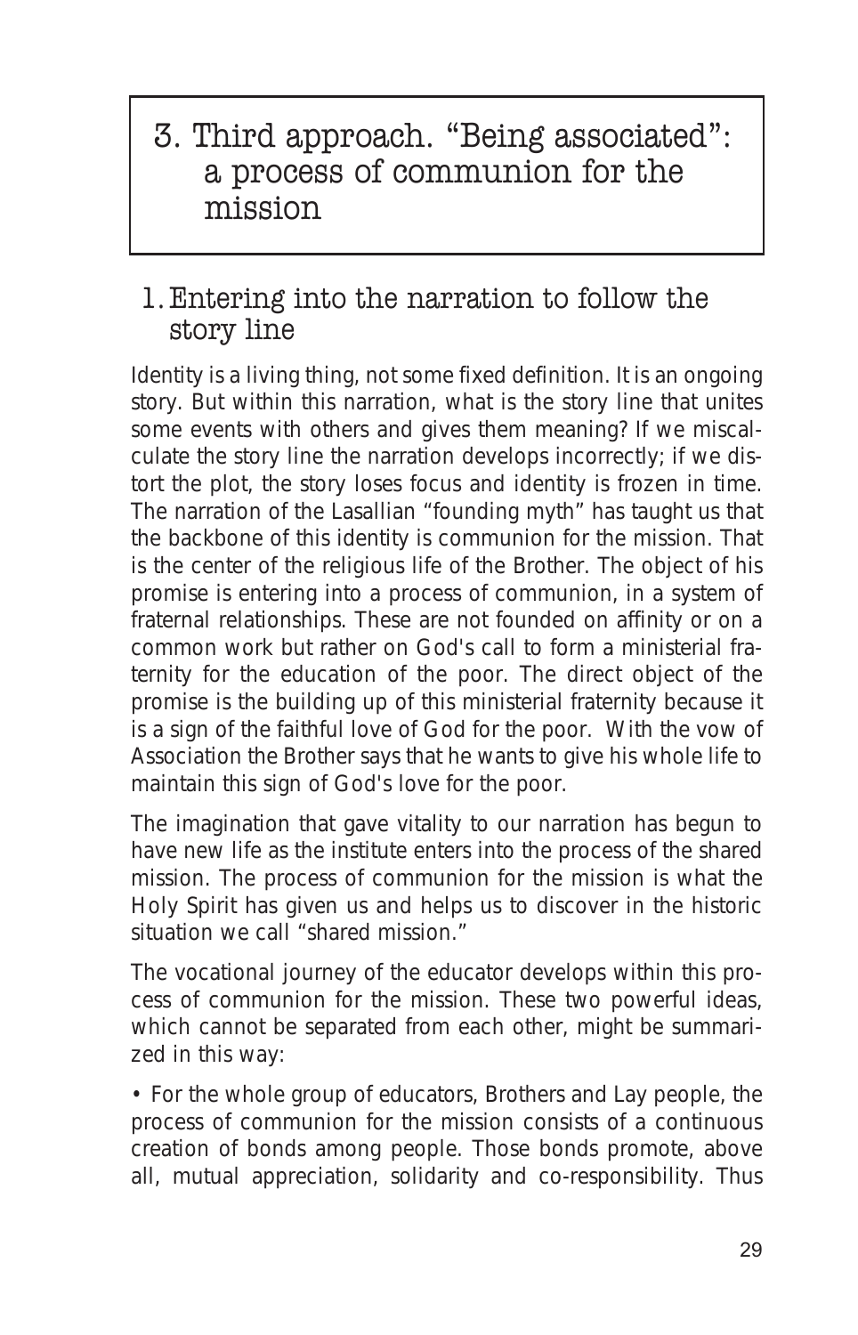# 3. Third approach. "Being associated": a process of communion for the mission

## 1. Entering into the narration to follow the story line

Identity is a living thing, not some fixed definition. It is an ongoing story. But within this narration, what is the story line that unites some events with others and gives them meaning? If we miscalculate the story line the narration develops incorrectly; if we distort the plot, the story loses focus and identity is frozen in time. The narration of the Lasallian "founding myth" has taught us that the backbone of this identity is communion for the mission. That is the center of the religious life of the Brother. The object of his promise is entering into a process of communion, in a system of fraternal relationships. These are not founded on affinity or on a common work but rather on God's call to form a ministerial fraternity for the education of the poor. The direct object of the promise is the building up of this ministerial fraternity because it is a sign of the faithful love of God for the poor. With the vow of Association the Brother says that he wants to give his whole life to maintain this sign of God's love for the poor.

The imagination that gave vitality to our narration has begun to have new life as the institute enters into the process of the shared mission. The process of communion for the mission is what the Holy Spirit has given us and helps us to discover in the historic situation we call "shared mission."

The vocational journey of the educator develops within this process of communion for the mission. These two powerful ideas, which cannot be separated from each other, might be summarized in this way:

- For the whole group of educators, Brothers and Lay people, the process of communion for the mission consists of a continuous creation of bonds among people. Those bonds promote, above all, mutual appreciation, solidarity and co-responsibility. Thus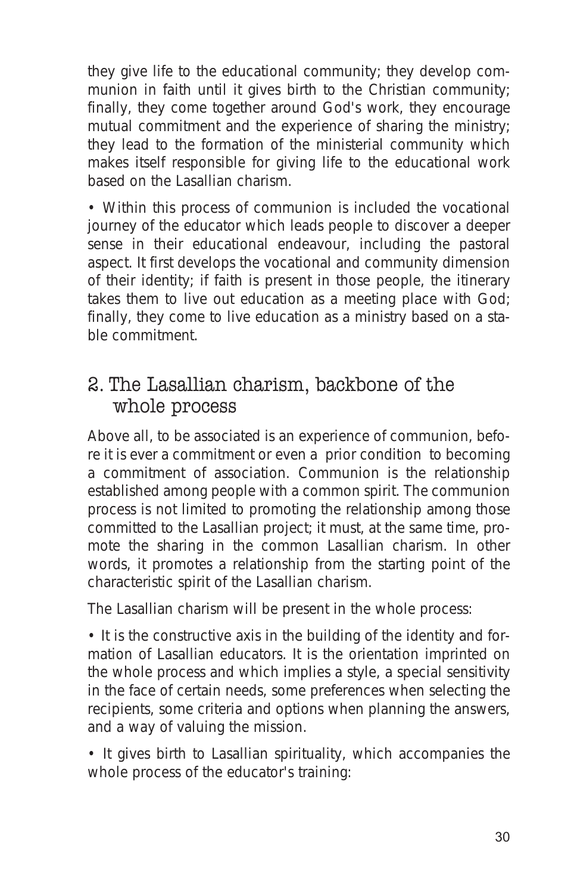they give life to the educational community; they develop communion in faith until it gives birth to the Christian community; finally, they come together around God's work, they encourage mutual commitment and the experience of sharing the ministry; they lead to the formation of the ministerial community which makes itself responsible for giving life to the educational work based on the Lasallian charism.

• Within this process of communion is included the vocational journey of the educator which leads people to discover a deeper sense in their educational endeavour, including the pastoral aspect. It first develops the vocational and community dimension of their identity; if faith is present in those people, the itinerary takes them to live out education as a meeting place with God; finally, they come to live education as a ministry based on a stable commitment.

## 2. The Lasallian charism, backbone of the whole process

Above all, to be associated is an experience of communion, before it is ever a commitment or even a prior condition to becoming a commitment of association. Communion is the relationship established among people with a common spirit. The communion process is not limited to promoting the relationship among those committed to the Lasallian project; it must, at the same time, promote the sharing in the common Lasallian charism. In other words, it promotes a relationship from the starting point of the characteristic spirit of the Lasallian charism.

The Lasallian charism will be present in the whole process:

• It is the constructive axis in the building of the identity and formation of Lasallian educators. It is the orientation imprinted on the whole process and which implies a style, a special sensitivity in the face of certain needs, some preferences when selecting the recipients, some criteria and options when planning the answers, and a way of valuing the mission.

• It gives birth to Lasallian spirituality, which accompanies the whole process of the educator's training: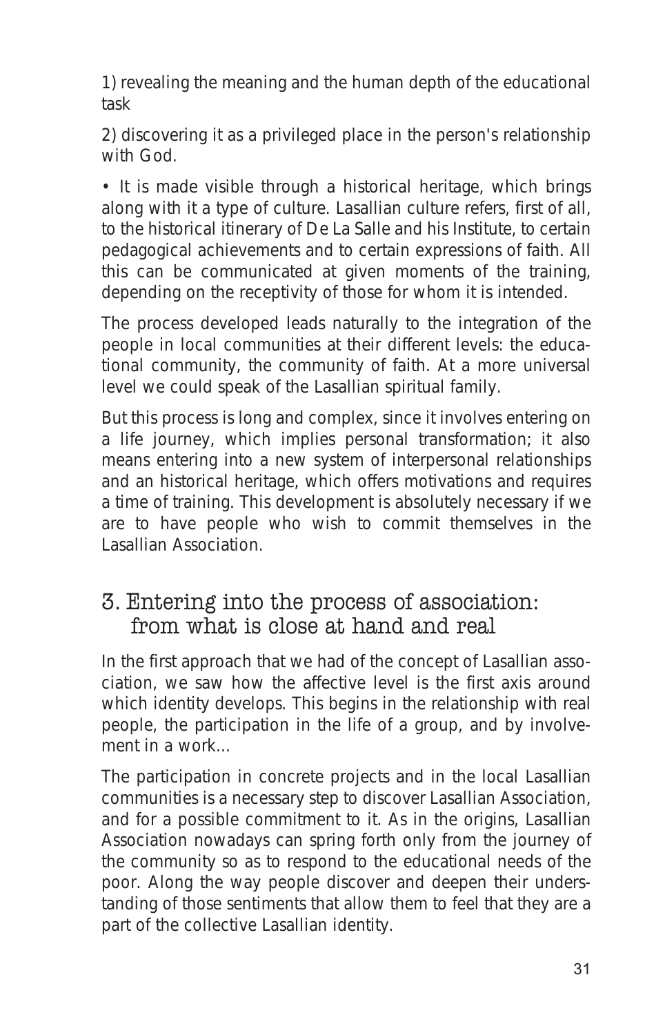1) revealing the meaning and the human depth of the educational task

2) discovering it as a privileged place in the person's relationship with God.

• It is made visible through a historical heritage, which brings along with it a type of culture. Lasallian culture refers, first of all, to the historical itinerary of De La Salle and his Institute, to certain pedagogical achievements and to certain expressions of faith. All this can be communicated at given moments of the training, depending on the receptivity of those for whom it is intended.

The process developed leads naturally to the integration of the people in local communities at their different levels: the educational community, the community of faith. At a more universal level we could speak of the Lasallian spiritual family.

But this process is long and complex, since it involves entering on a life journey, which implies personal transformation; it also means entering into a new system of interpersonal relationships and an historical heritage, which offers motivations and requires a time of training. This development is absolutely necessary if we are to have people who wish to commit themselves in the Lasallian Association.

## 3. Entering into the process of association: from what is close at hand and real

In the first approach that we had of the concept of Lasallian association, we saw how the affective level is the first axis around which identity develops. This begins in the relationship with real people, the participation in the life of a group, and by involvement in a work...

The participation in concrete projects and in the local Lasallian communities is a necessary step to discover Lasallian Association, and for a possible commitment to it. As in the origins, Lasallian Association nowadays can spring forth only from the journey of the community so as to respond to the educational needs of the poor. Along the way people discover and deepen their understanding of those sentiments that allow them to feel that they are a part of the collective Lasallian identity.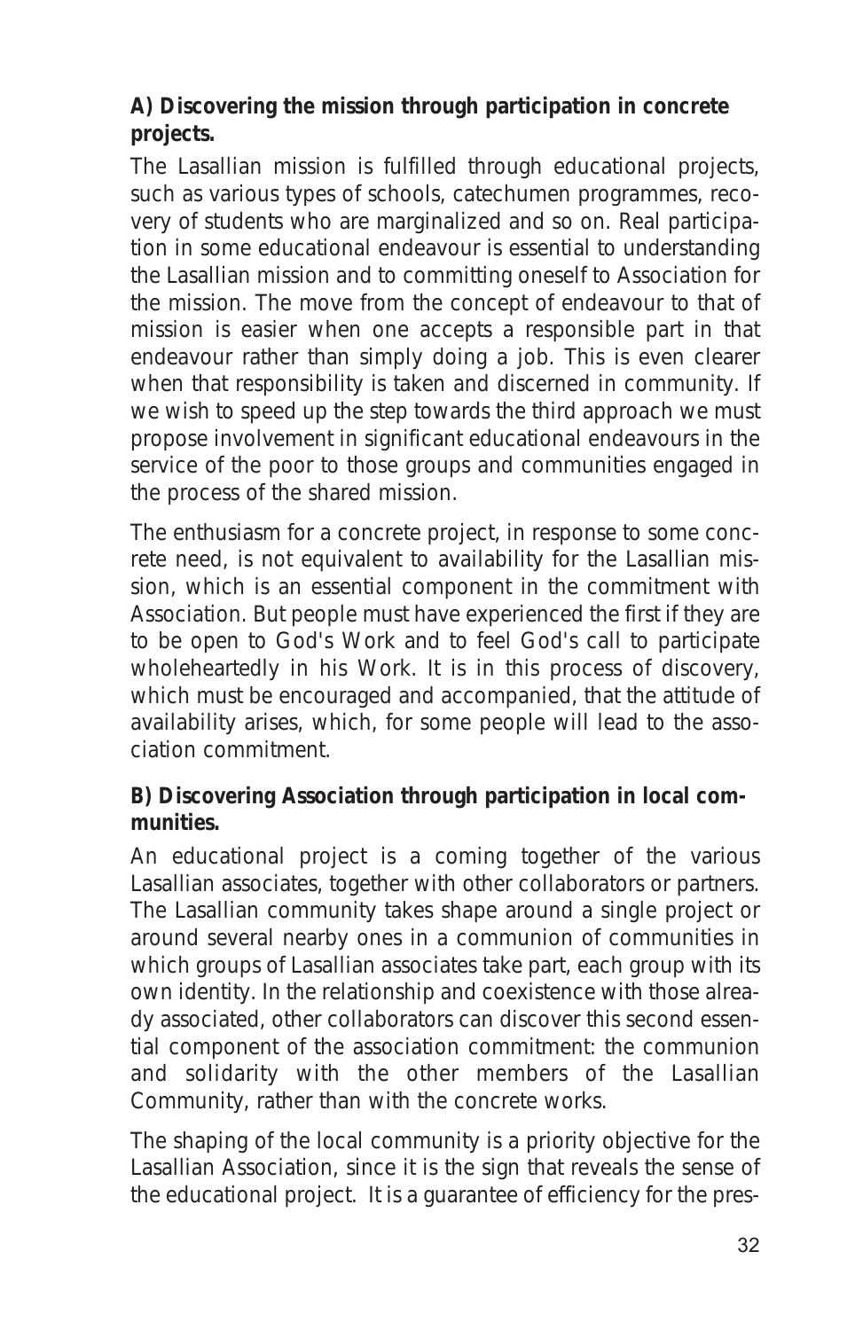**A) Discovering the mission through participation in concrete projects.**

The Lasallian mission is fulfilled through educational projects, such as various types of schools, catechumen programmes, recovery of students who are marginalized and so on. Real participation in some educational endeavour is essential to understanding the Lasallian mission and to committing oneself to Association for the mission. The move from the concept of endeavour to that of mission is easier when one accepts a responsible part in that endeavour rather than simply doing a job. This is even clearer when that responsibility is taken and discerned in community. If we wish to speed up the step towards the third approach we must propose involvement in significant educational endeavours in the service of the poor to those groups and communities engaged in the process of the shared mission.

The enthusiasm for a concrete project, in response to some concrete need, is not equivalent to availability for the Lasallian mission, which is an essential component in the commitment with Association. But people must have experienced the first if they are to be open to God's Work and to feel God's call to participate wholeheartedly in his Work. It is in this process of discovery, which must be encouraged and accompanied, that the attitude of availability arises, which, for some people will lead to the association commitment.

**B) Discovering Association through participation in local communities.**

An educational project is a coming together of the various Lasallian associates, together with other collaborators or partners. The Lasallian community takes shape around a single project or around several nearby ones in a communion of communities in which groups of Lasallian associates take part, each group with its own identity. In the relationship and coexistence with those already associated, other collaborators can discover this second essential component of the association commitment: the communion and solidarity with the other members of the Lasallian Community, rather than with the concrete works.

The shaping of the local community is a priority objective for the Lasallian Association, since it is the sign that reveals the sense of the educational project. It is a guarantee of efficiency for the pres-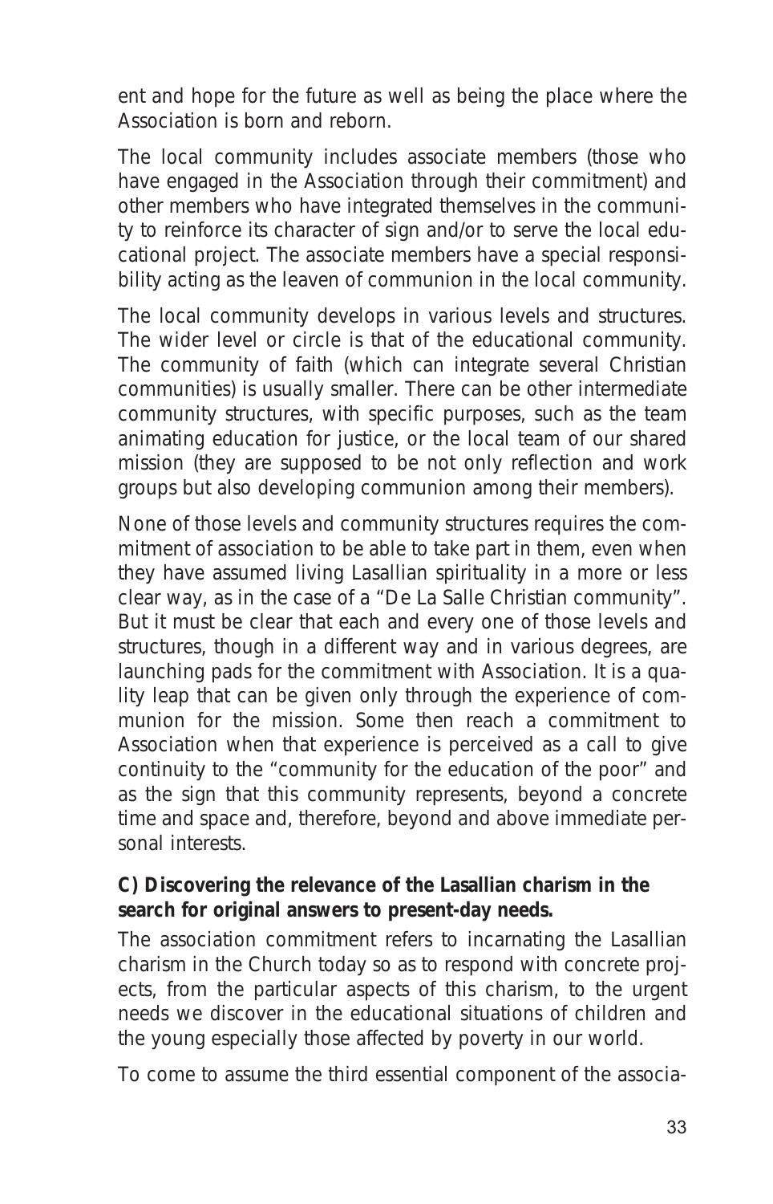ent and hope for the future as well as being the place where the Association is born and reborn.

The local community includes associate members (those who have engaged in the Association through their commitment) and other members who have integrated themselves in the community to reinforce its character of sign and/or to serve the local educational project. The associate members have a special responsibility acting as the leaven of communion in the local community.

The local community develops in various levels and structures. The wider level or circle is that of the educational community. The community of faith (which can integrate several Christian communities) is usually smaller. There can be other intermediate community structures, with specific purposes, such as the team animating education for justice, or the local team of our shared mission (they are supposed to be not only reflection and work groups but also developing communion among their members).

None of those levels and community structures requires the commitment of association to be able to take part in them, even when they have assumed living Lasallian spirituality in a more or less clear way, as in the case of a "De La Salle Christian community". But it must be clear that each and every one of those levels and structures, though in a different way and in various degrees, are launching pads for the commitment with Association. It is a quality leap that can be given only through the experience of communion for the mission. Some then reach a commitment to Association when that experience is perceived as a call to give continuity to the "community for the education of the poor" and as the sign that this community represents, beyond a concrete time and space and, therefore, beyond and above immediate personal interests.

**C) Discovering the relevance of the Lasallian charism in the search for original answers to present-day needs.**

The association commitment refers to incarnating the Lasallian charism in the Church today so as to respond with concrete projects, from the particular aspects of this charism, to the urgent needs we discover in the educational situations of children and the young especially those affected by poverty in our world.

To come to assume the third essential component of the associa-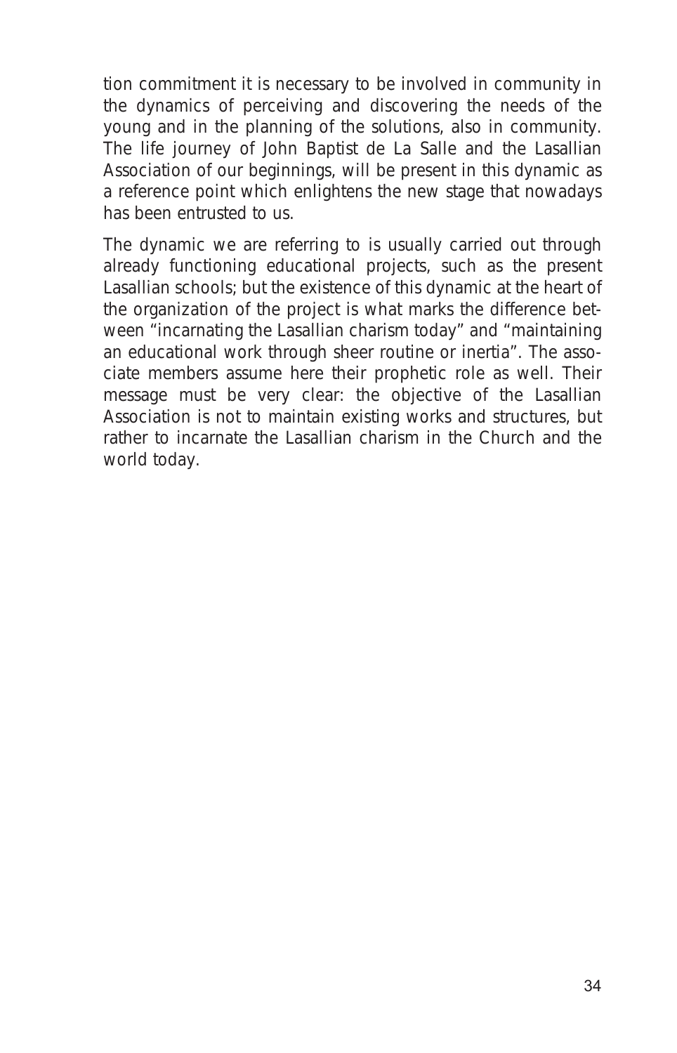tion commitment it is necessary to be involved in community in the dynamics of perceiving and discovering the needs of the young and in the planning of the solutions, also in community. The life journey of John Baptist de La Salle and the Lasallian Association of our beginnings, will be present in this dynamic as a reference point which enlightens the new stage that nowadays has been entrusted to us.

The dynamic we are referring to is usually carried out through already functioning educational projects, such as the present Lasallian schools; but the existence of this dynamic at the heart of the organization of the project is what marks the difference between "incarnating the Lasallian charism today" and "maintaining an educational work through sheer routine or inertia". The associate members assume here their prophetic role as well. Their message must be very clear: the objective of the Lasallian Association is not to maintain existing works and structures, but rather to incarnate the Lasallian charism in the Church and the world today.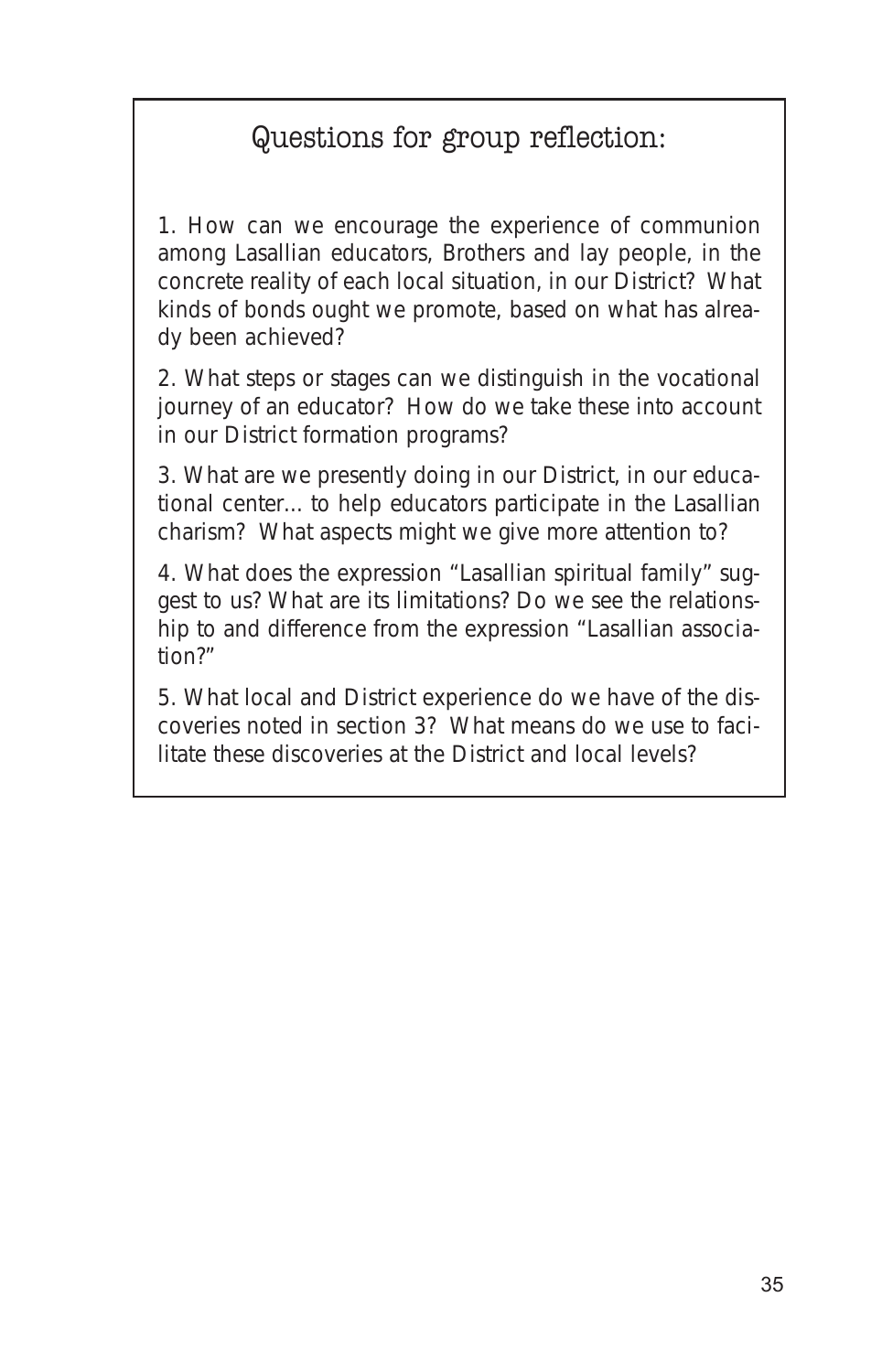## Questions for group reflection:

1. How can we encourage the experience of communion among Lasallian educators, Brothers and lay people, in the concrete reality of each local situation, in our District? What kinds of bonds ought we promote, based on what has already been achieved?

2. What steps or stages can we distinguish in the vocational journey of an educator? How do we take these into account in our District formation programs?

3. What are we presently doing in our District, in our educational center... to help educators participate in the Lasallian charism? What aspects might we give more attention to?

4. What does the expression "Lasallian spiritual family" suggest to us? What are its limitations? Do we see the relationship to and difference from the expression "Lasallian association?"

5. What local and District experience do we have of the discoveries noted in section 3? What means do we use to facilitate these discoveries at the District and local levels?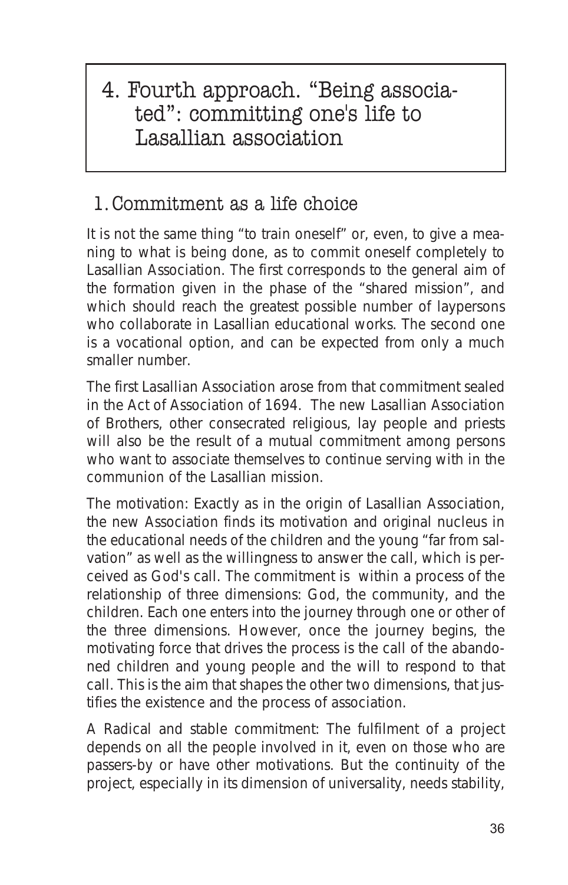# 4. Fourth approach. “Being associated”: committing one's life to Lasallian association

## 1. Commitment as a life choice

It is not the same thing “to train oneself” or, even, to give a meaning to what is being done, as to commit oneself completely to Lasallian Association. The first corresponds to the general aim of the formation given in the phase of the “shared mission”, and which should reach the greatest possible number of laypersons who collaborate in Lasallian educational works. The second one is a vocational option, and can be expected from only a much smaller number.

The first Lasallian Association arose from that commitment sealed in the Act of Association of 1694. The new Lasallian Association of Brothers, other consecrated religious, lay people and priests will also be the result of a mutual commitment among persons who want to associate themselves to continue serving with in the communion of the Lasallian mission.

The motivation: Exactly as in the origin of Lasallian Association, the new Association finds its motivation and original nucleus in the educational needs of the children and the young “far from salvation” as well as the willingness to answer the call, which is perceived as God's call. The commitment is within a process of the relationship of three dimensions: God, the community, and the children. Each one enters into the journey through one or other of the three dimensions. However, once the journey begins, the motivating force that drives the process is the call of the abandoned children and young people and the will to respond to that call. This is the aim that shapes the other two dimensions, that justifies the existence and the process of association.

A Radical and stable commitment: The fulfilment of a project depends on all the people involved in it, even on those who are passers-by or have other motivations. But the continuity of the project, especially in its dimension of universality, needs stability,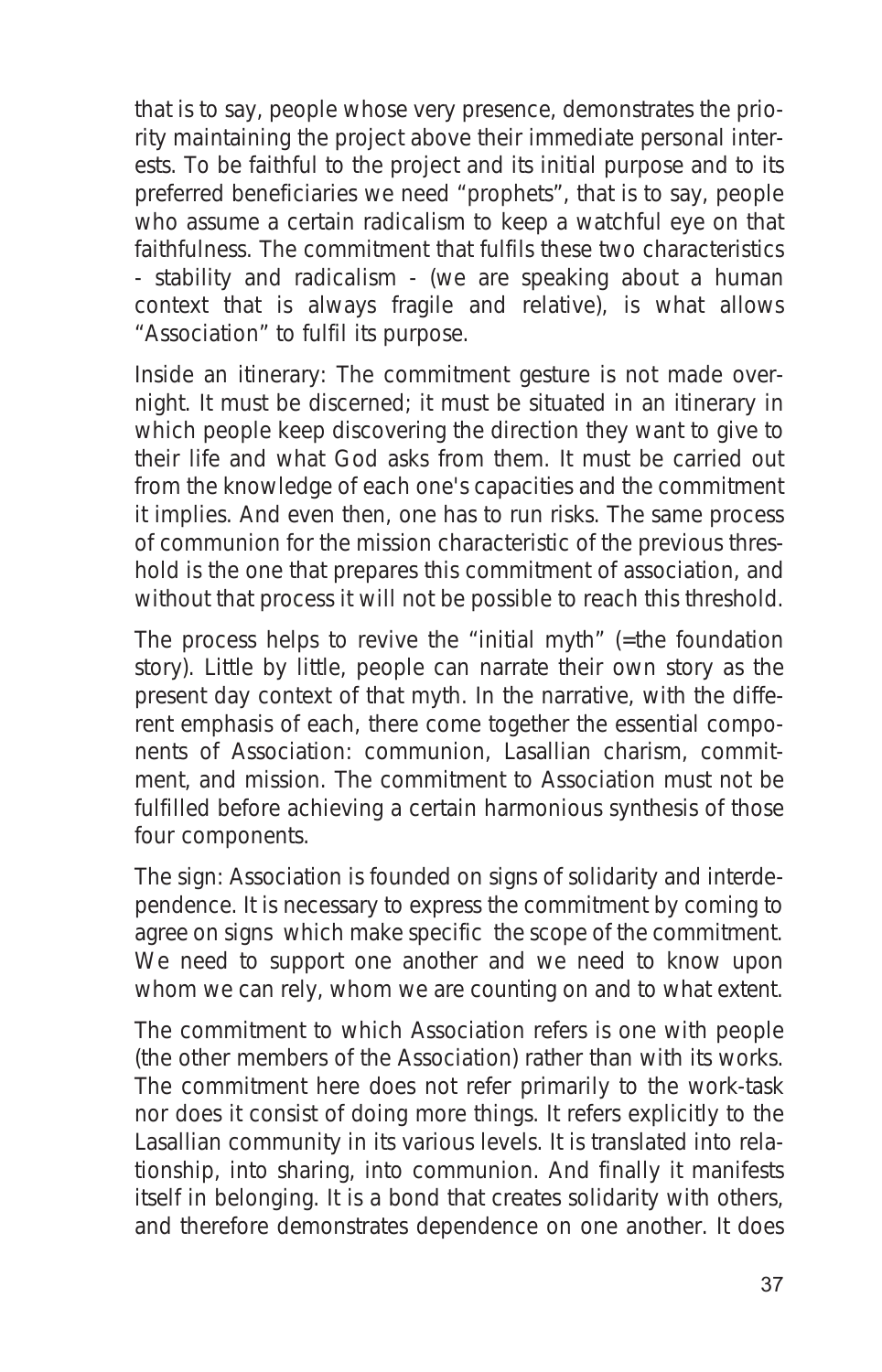that is to say, people whose very presence, demonstrates the priority maintaining the project above their immediate personal interests. To be faithful to the project and its initial purpose and to its preferred beneficiaries we need "prophets", that is to say, people who assume a certain radicalism to keep a watchful eye on that faithfulness. The commitment that fulfils these two characteristics - stability and radicalism - (we are speaking about a human context that is always fragile and relative), is what allows "Association" to fulfil its purpose.

Inside an itinerary: The commitment gesture is not made overnight. It must be discerned; it must be situated in an itinerary in which people keep discovering the direction they want to give to their life and what God asks from them. It must be carried out from the knowledge of each one's capacities and the commitment it implies. And even then, one has to run risks. The same process of communion for the mission characteristic of the previous threshold is the one that prepares this commitment of association, and without that process it will not be possible to reach this threshold.

The process helps to revive the "initial myth" (=the foundation story). Little by little, people can narrate their own story as the present day context of that myth. In the narrative, with the different emphasis of each, there come together the essential components of Association: communion, Lasallian charism, commitment, and mission. The commitment to Association must not be fulfilled before achieving a certain harmonious synthesis of those four components.

The sign: Association is founded on signs of solidarity and interdependence. It is necessary to express the commitment by coming to agree on signs which make specific the scope of the commitment. We need to support one another and we need to know upon whom we can rely, whom we are counting on and to what extent.

The commitment to which Association refers is one with people (the other members of the Association) rather than with its works. The commitment here does not refer primarily to the work-task nor does it consist of doing more things. It refers explicitly to the Lasallian community in its various levels. It is translated into relationship, into sharing, into communion. And finally it manifests itself in belonging. It is a bond that creates solidarity with others, and therefore demonstrates dependence on one another. It does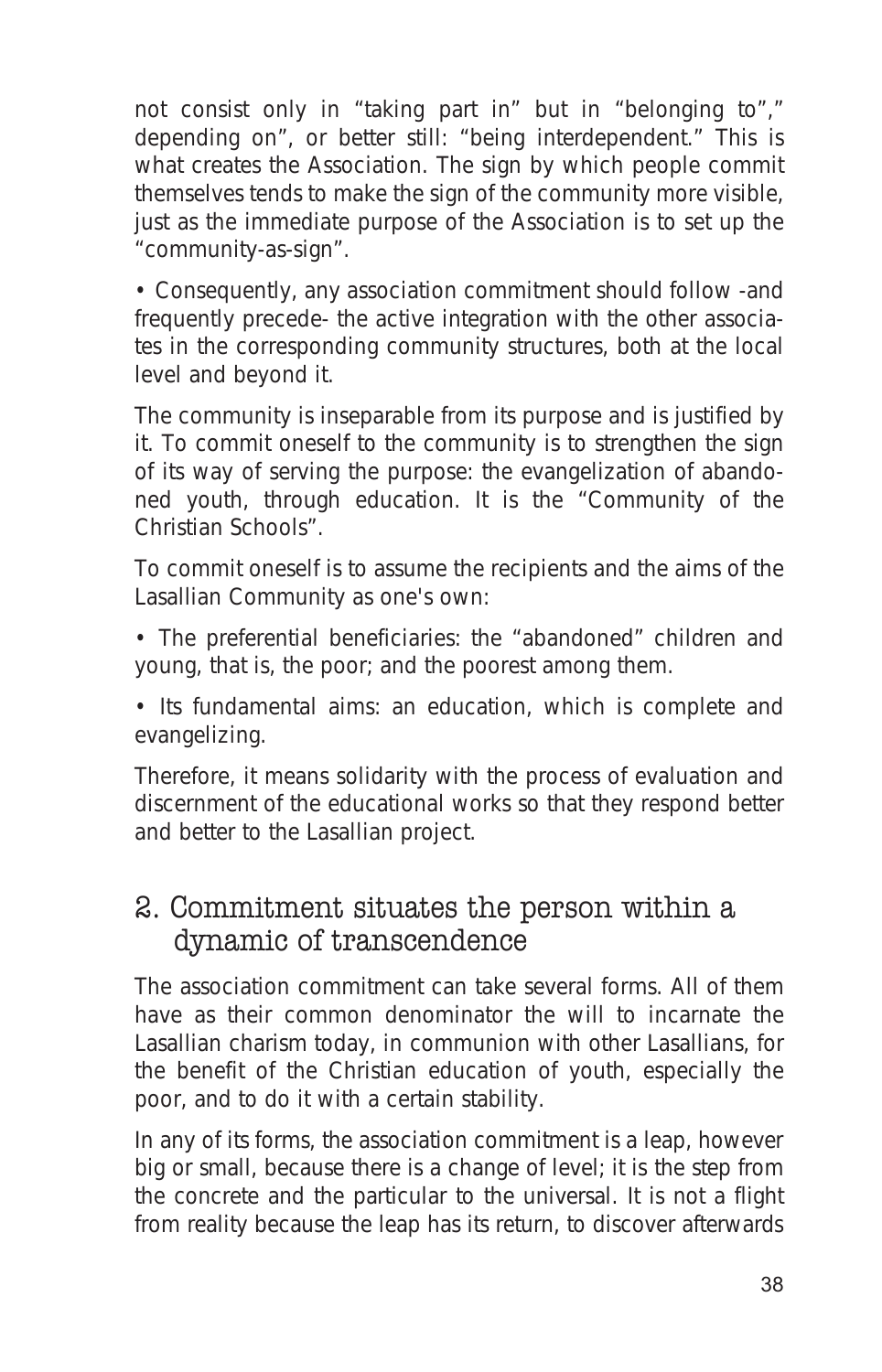not consist only in “taking part in” but in “belonging to”,” depending on”, or better still: “being interdependent.” This is what creates the Association. The sign by which people commit themselves tends to make the sign of the community more visible, just as the immediate purpose of the Association is to set up the “community-as-sign”.

• Consequently, any association commitment should follow -and frequently precede- the active integration with the other associates in the corresponding community structures, both at the local level and beyond it.

The community is inseparable from its purpose and is justified by it. To commit oneself to the community is to strengthen the sign of its way of serving the purpose: the evangelization of abandoned youth, through education. It is the “Community of the Christian Schools”.

To commit oneself is to assume the recipients and the aims of the Lasallian Community as one's own:

• The preferential beneficiaries: the “abandoned” children and young, that is, the poor; and the poorest among them.

• Its fundamental aims: an education, which is complete and evangelizing.

Therefore, it means solidarity with the process of evaluation and discernment of the educational works so that they respond better and better to the Lasallian project.

## 2. Commitment situates the person within a dynamic of transcendence

The association commitment can take several forms. All of them have as their common denominator the will to incarnate the Lasallian charism today, in communion with other Lasallians, for the benefit of the Christian education of youth, especially the poor, and to do it with a certain stability.

In any of its forms, the association commitment is a leap, however big or small, because there is a change of level; it is the step from the concrete and the particular to the universal. It is not a flight from reality because the leap has its return, to discover afterwards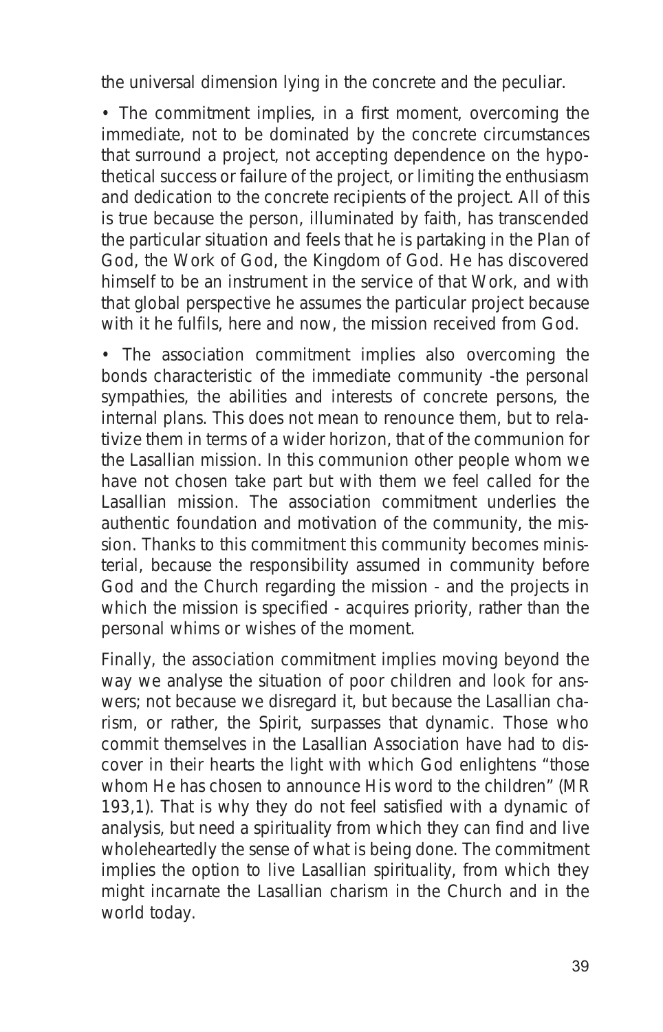the universal dimension lying in the concrete and the peculiar.

- The commitment implies, in a first moment, overcoming the immediate, not to be dominated by the concrete circumstances that surround a project, not accepting dependence on the hypothetical success or failure of the project, or limiting the enthusiasm and dedication to the concrete recipients of the project. All of this is true because the person, illuminated by faith, has transcended the particular situation and feels that he is partaking in the Plan of God, the Work of God, the Kingdom of God. He has discovered himself to be an instrument in the service of that Work, and with that global perspective he assumes the particular project because with it he fulfils, here and now, the mission received from God.

- The association commitment implies also overcoming the bonds characteristic of the immediate community -the personal sympathies, the abilities and interests of concrete persons, the internal plans. This does not mean to renounce them, but to relativize them in terms of a wider horizon, that of the communion for the Lasallian mission. In this communion other people whom we have not chosen take part but with them we feel called for the Lasallian mission. The association commitment underlies the authentic foundation and motivation of the community, the mission. Thanks to this commitment this community becomes ministerial, because the responsibility assumed in community before God and the Church regarding the mission - and the projects in which the mission is specified - acquires priority, rather than the personal whims or wishes of the moment.

Finally, the association commitment implies moving beyond the way we analyse the situation of poor children and look for answers; not because we disregard it, but because the Lasallian charism, or rather, the Spirit, surpasses that dynamic. Those who commit themselves in the Lasallian Association have had to discover in their hearts the light with which God enlightens "those whom He has chosen to announce His word to the children" (MR 193,1). That is why they do not feel satisfied with a dynamic of analysis, but need a spirituality from which they can find and live wholeheartedly the sense of what is being done. The commitment implies the option to live Lasallian spirituality, from which they might incarnate the Lasallian charism in the Church and in the world today.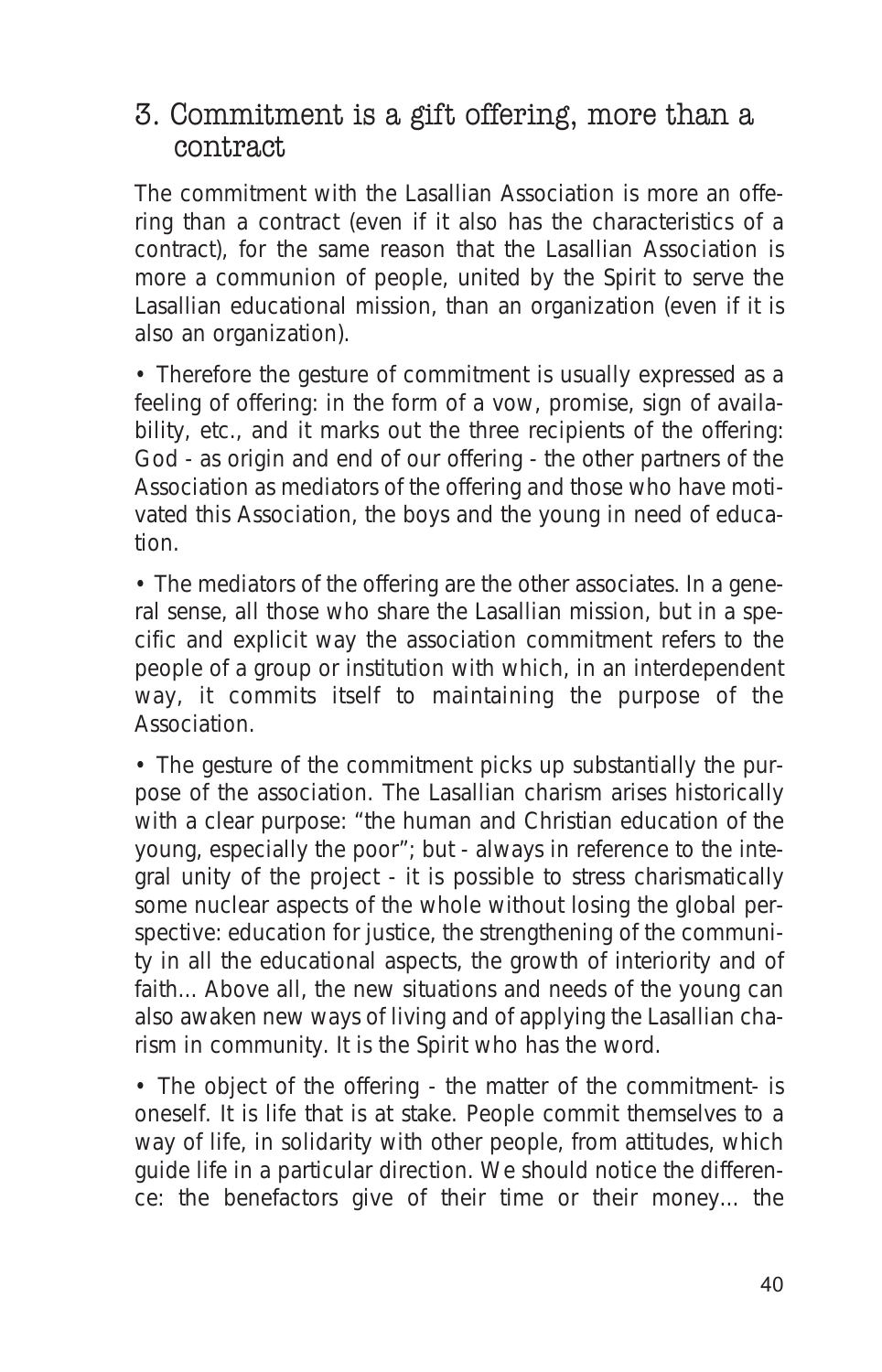## 3. Commitment is a gift offering, more than a contract

The commitment with the Lasallian Association is more an offering than a contract (even if it also has the characteristics of a contract), for the same reason that the Lasallian Association is more a communion of people, united by the Spirit to serve the Lasallian educational mission, than an organization (even if it is also an organization).

- Therefore the gesture of commitment is usually expressed as a feeling of offering: in the form of a vow, promise, sign of availability, etc., and it marks out the three recipients of the offering: God - as origin and end of our offering - the other partners of the Association as mediators of the offering and those who have motivated this Association, the boys and the young in need of education.

- The mediators of the offering are the other associates. In a general sense, all those who share the Lasallian mission, but in a specific and explicit way the association commitment refers to the people of a group or institution with which, in an interdependent way, it commits itself to maintaining the purpose of the Association.

- The gesture of the commitment picks up substantially the purpose of the association. The Lasallian charism arises historically with a clear purpose: "the human and Christian education of the young, especially the poor"; but - always in reference to the integral unity of the project - it is possible to stress charismatically some nuclear aspects of the whole without losing the global perspective: education for justice, the strengthening of the community in all the educational aspects, the growth of interiority and of faith... Above all, the new situations and needs of the young can also awaken new ways of living and of applying the Lasallian charism in community. It is the Spirit who has the word.

- The object of the offering - the matter of the commitment- is oneself. It is life that is at stake. People commit themselves to a way of life, in solidarity with other people, from attitudes, which guide life in a particular direction. We should notice the difference: the benefactors give of their time or their money... the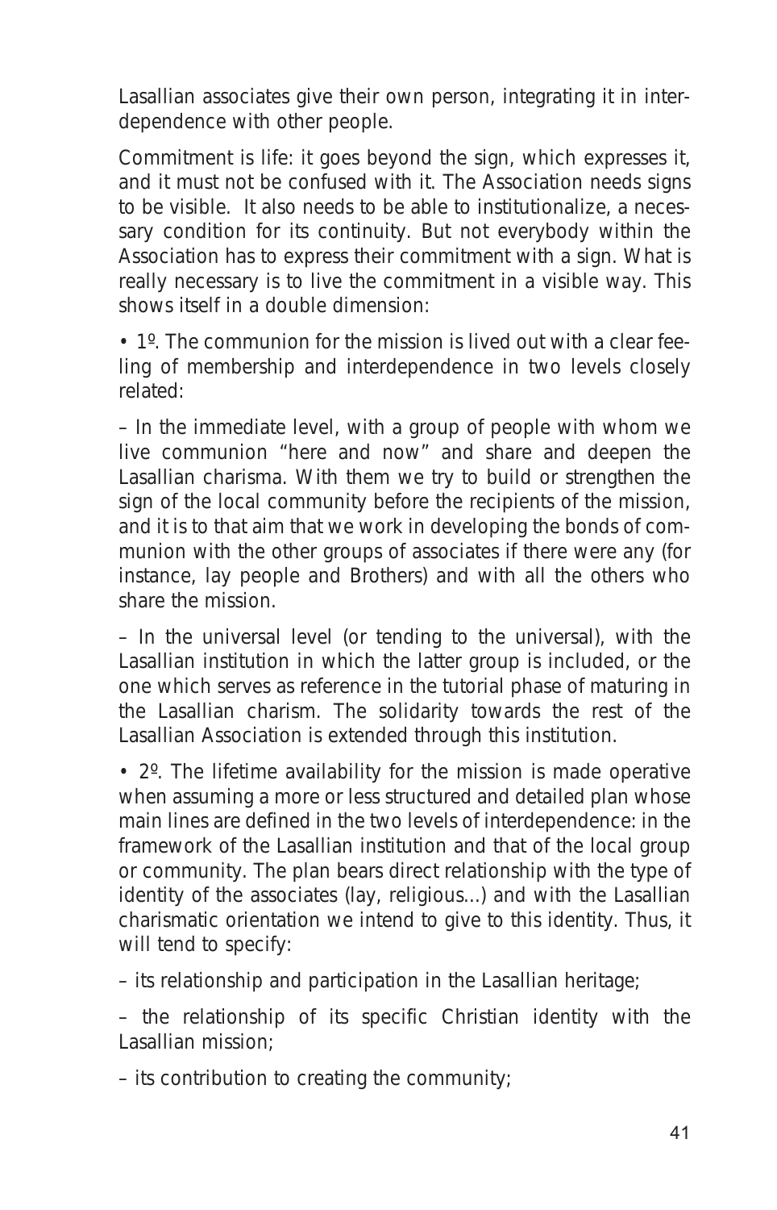Lasallian associates give their own person, integrating it in interdependence with other people.

Commitment is life: it goes beyond the sign, which expresses it, and it must not be confused with it. The Association needs signs to be visible. It also needs to be able to institutionalize, a necessary condition for its continuity. But not everybody within the Association has to express their commitment with a sign. What is really necessary is to live the commitment in a visible way. This shows itself in a double dimension:

• 1º. The communion for the mission is lived out with a clear feeling of membership and interdependence in two levels closely related:

– In the immediate level, with a group of people with whom we live communion "here and now" and share and deepen the Lasallian charisma. With them we try to build or strengthen the sign of the local community before the recipients of the mission, and it is to that aim that we work in developing the bonds of communion with the other groups of associates if there were any (for instance, lay people and Brothers) and with all the others who share the mission.

– In the universal level (or tending to the universal), with the Lasallian institution in which the latter group is included, or the one which serves as reference in the tutorial phase of maturing in the Lasallian charism. The solidarity towards the rest of the Lasallian Association is extended through this institution.

• 2º. The lifetime availability for the mission is made operative when assuming a more or less structured and detailed plan whose main lines are defined in the two levels of interdependence: in the framework of the Lasallian institution and that of the local group or community. The plan bears direct relationship with the type of identity of the associates (lay, religious...) and with the Lasallian charismatic orientation we intend to give to this identity. Thus, it will tend to specify:

– its relationship and participation in the Lasallian heritage;

– the relationship of its specific Christian identity with the Lasallian mission;

– its contribution to creating the community;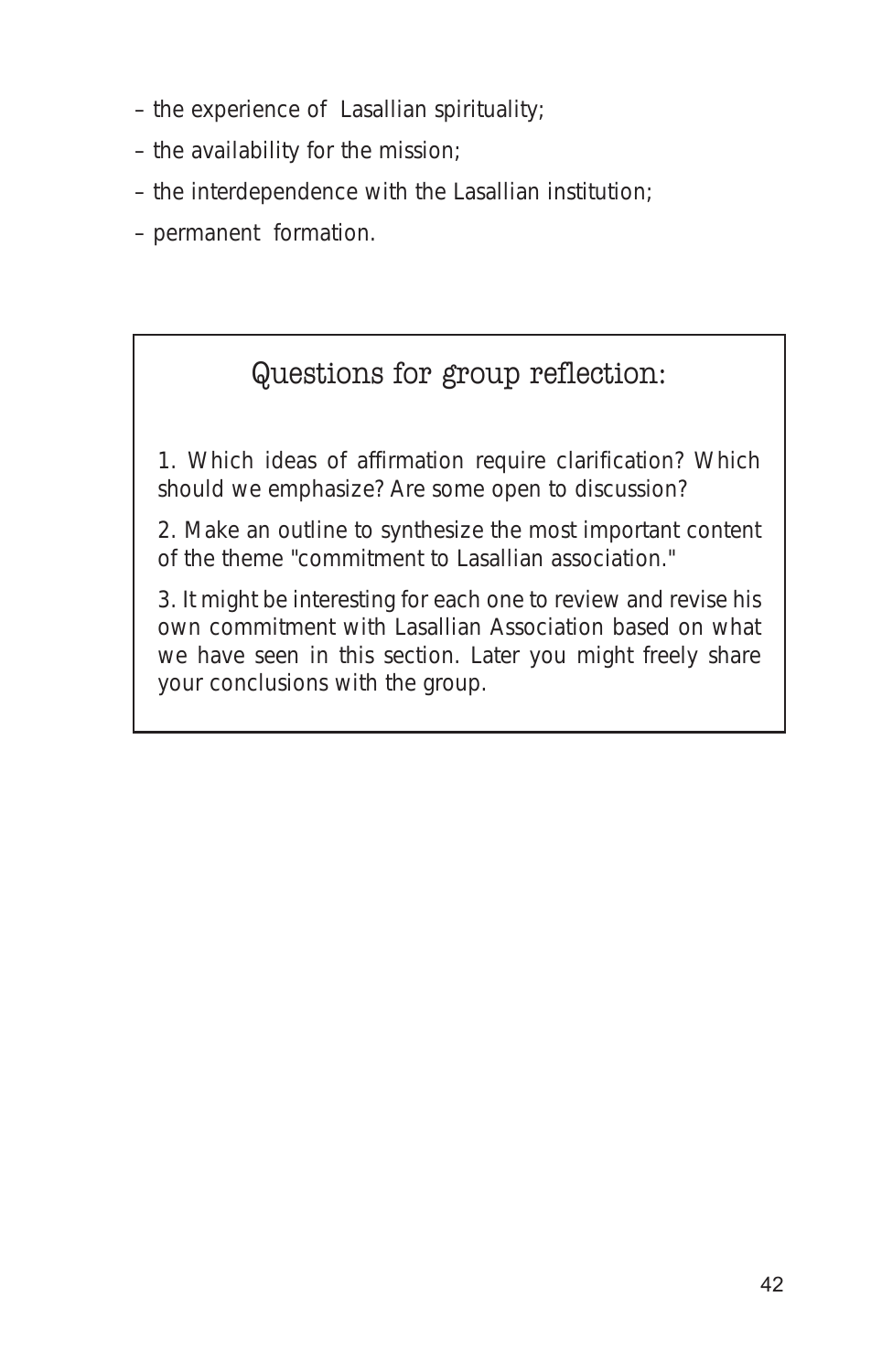– the experience of Lasallian spirituality;

– the availability for the mission;

– the interdependence with the Lasallian institution;

– permanent formation.

## Questions for group reflection:

1. Which ideas of affirmation require clarification? Which should we emphasize? Are some open to discussion?

2. Make an outline to synthesize the most important content of the theme "commitment to Lasallian association."

3. It might be interesting for each one to review and revise his own commitment with Lasallian Association based on what we have seen in this section. Later you might freely share your conclusions with the group.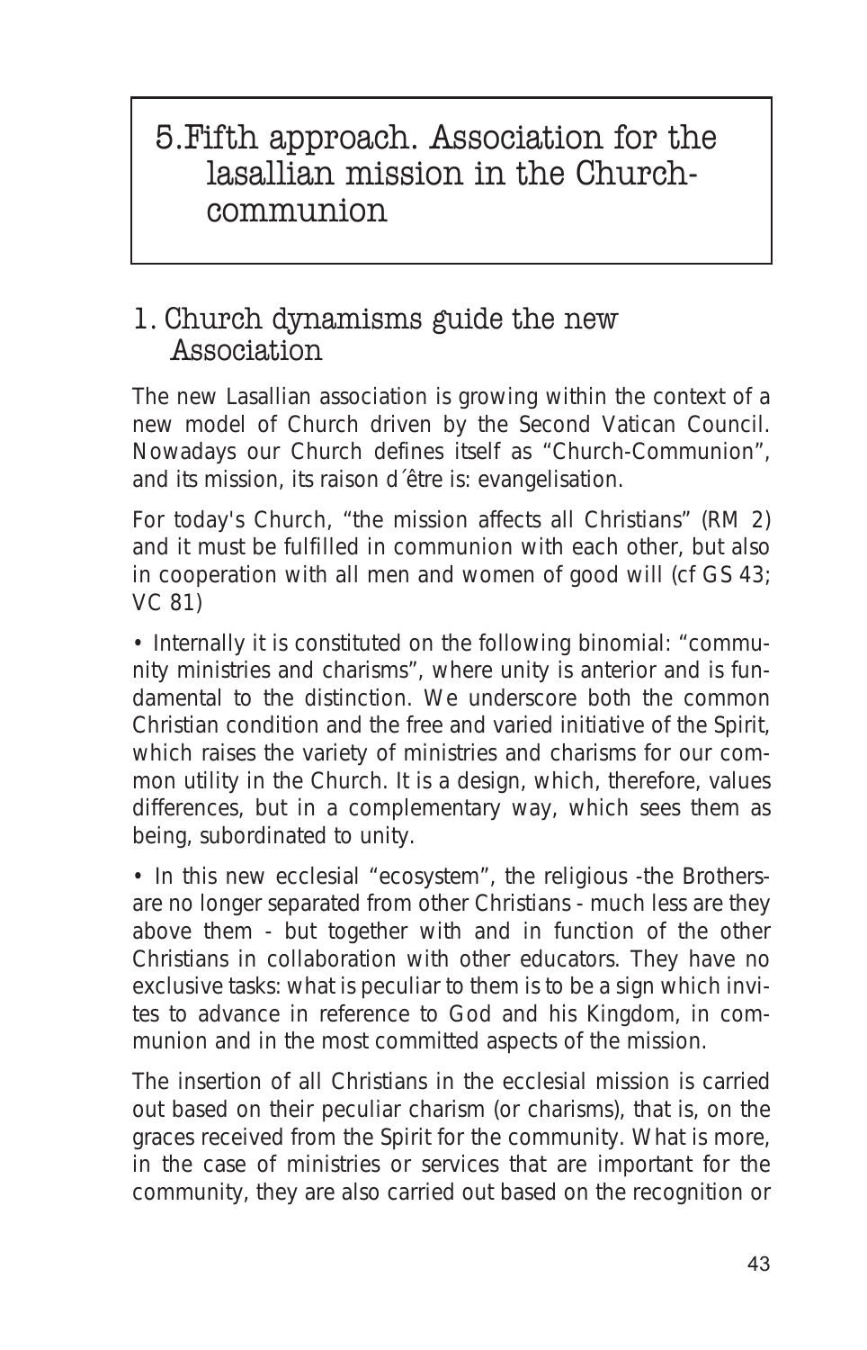# 5. Fifth approach. Association for the lasallian mission in the Church-communion

## 1. Church dynamisms guide the new Association

The new Lasallian association is growing within the context of a new model of Church driven by the Second Vatican Council. Nowadays our Church defines itself as "Church-Communion", and its mission, its raison d´être is: evangelisation.

For today's Church, "the mission affects all Christians" (RM 2) and it must be fulfilled in communion with each other, but also in cooperation with all men and women of good will (cf GS 43; VC 81)

• Internally it is constituted on the following binomial: "community ministries and charisms", where unity is anterior and is fundamental to the distinction. We underscore both the common Christian condition and the free and varied initiative of the Spirit, which raises the variety of ministries and charisms for our common utility in the Church. It is a design, which, therefore, values differences, but in a complementary way, which sees them as being, subordinated to unity.

• In this new ecclesial "ecosystem", the religious -the Brothers- are no longer separated from other Christians - much less are they above them - but together with and in function of the other Christians in collaboration with other educators. They have no exclusive tasks: what is peculiar to them is to be a sign which invites to advance in reference to God and his Kingdom, in communion and in the most committed aspects of the mission.

The insertion of all Christians in the ecclesial mission is carried out based on their peculiar charism (or charisms), that is, on the graces received from the Spirit for the community. What is more, in the case of ministries or services that are important for the community, they are also carried out based on the recognition or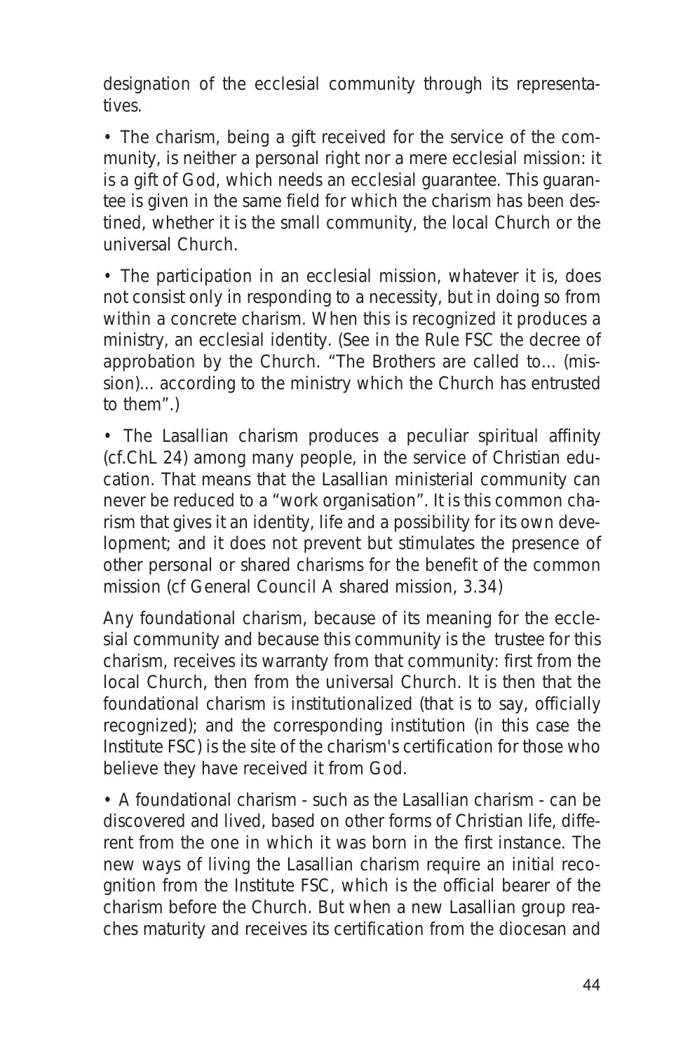designation of the ecclesial community through its representatives.

• The charism, being a gift received for the service of the community, is neither a personal right nor a mere ecclesial mission: it is a gift of God, which needs an ecclesial guarantee. This guarantee is given in the same field for which the charism has been destined, whether it is the small community, the local Church or the universal Church.

• The participation in an ecclesial mission, whatever it is, does not consist only in responding to a necessity, but in doing so from within a concrete charism. When this is recognized it produces a ministry, an ecclesial identity. (See in the Rule FSC the decree of approbation by the Church. "The Brothers are called to... (mission)... according to the ministry which the Church has entrusted to them".)

• The Lasallian charism produces a peculiar spiritual affinity (cf.ChL 24) among many people, in the service of Christian education. That means that the Lasallian ministerial community can never be reduced to a "work organisation". It is this common charism that gives it an identity, life and a possibility for its own development; and it does not prevent but stimulates the presence of other personal or shared charisms for the benefit of the common mission (cf General Council A shared mission, 3.34)

Any foundational charism, because of its meaning for the ecclesial community and because this community is the trustee for this charism, receives its warranty from that community: first from the local Church, then from the universal Church. It is then that the foundational charism is institutionalized (that is to say, officially recognized); and the corresponding institution (in this case the Institute FSC) is the site of the charism's certification for those who believe they have received it from God.

• A foundational charism - such as the Lasallian charism - can be discovered and lived, based on other forms of Christian life, different from the one in which it was born in the first instance. The new ways of living the Lasallian charism require an initial recognition from the Institute FSC, which is the official bearer of the charism before the Church. But when a new Lasallian group reaches maturity and receives its certification from the diocesan and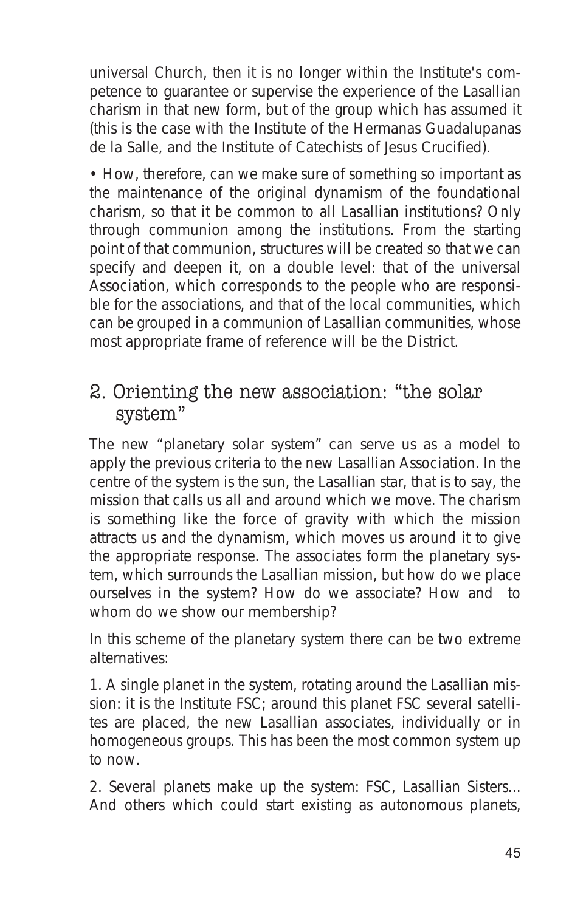universal Church, then it is no longer within the Institute's competence to guarantee or supervise the experience of the Lasallian charism in that new form, but of the group which has assumed it (this is the case with the Institute of the Hermanas Guadalupanas de la Salle, and the Institute of Catechists of Jesus Crucified).

• How, therefore, can we make sure of something so important as the maintenance of the original dynamism of the foundational charism, so that it be common to all Lasallian institutions? Only through communion among the institutions. From the starting point of that communion, structures will be created so that we can specify and deepen it, on a double level: that of the universal Association, which corresponds to the people who are responsible for the associations, and that of the local communities, which can be grouped in a communion of Lasallian communities, whose most appropriate frame of reference will be the District.

## 2. Orienting the new association: "the solar system"

The new "planetary solar system" can serve us as a model to apply the previous criteria to the new Lasallian Association. In the centre of the system is the sun, the Lasallian star, that is to say, the mission that calls us all and around which we move. The charism is something like the force of gravity with which the mission attracts us and the dynamism, which moves us around it to give the appropriate response. The associates form the planetary system, which surrounds the Lasallian mission, but how do we place ourselves in the system? How do we associate? How and to whom do we show our membership?

In this scheme of the planetary system there can be two extreme alternatives:

1. A single planet in the system, rotating around the Lasallian mission: it is the Institute FSC; around this planet FSC several satellites are placed, the new Lasallian associates, individually or in homogeneous groups. This has been the most common system up to now.

2. Several planets make up the system: FSC, Lasallian Sisters... And others which could start existing as autonomous planets,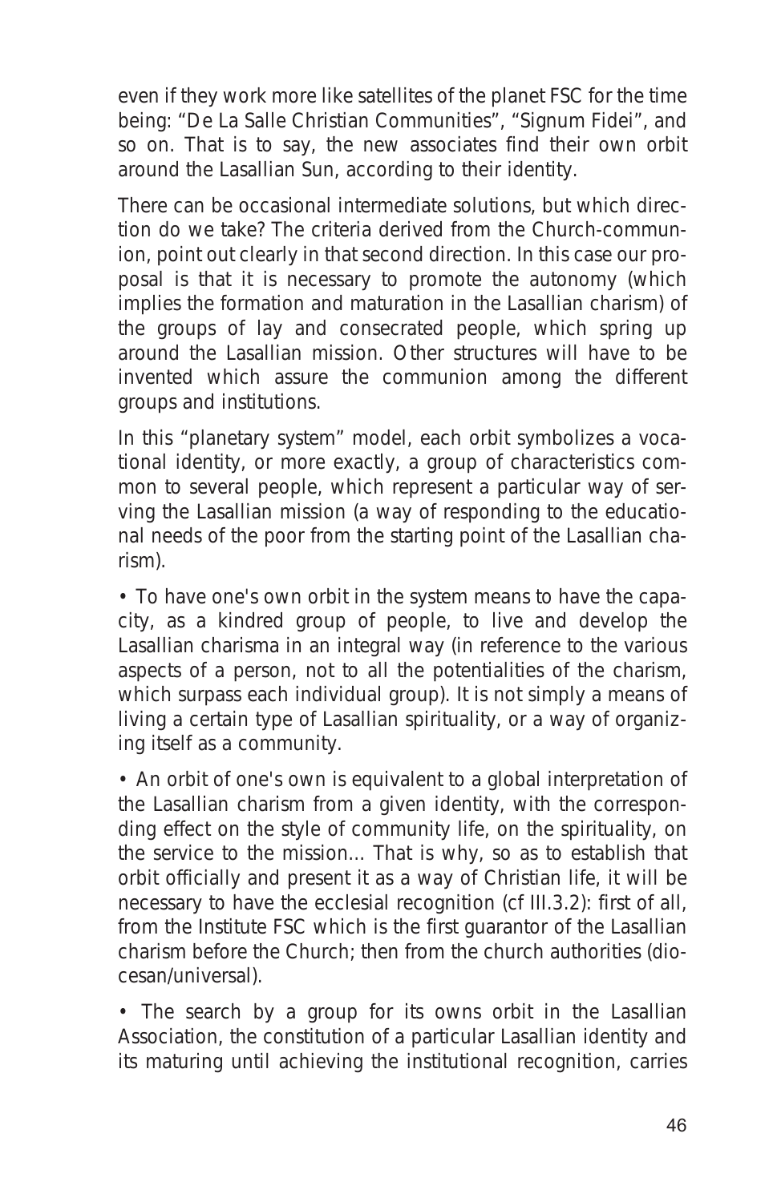even if they work more like satellites of the planet FSC for the time being: "De La Salle Christian Communities", "Signum Fidei", and so on. That is to say, the new associates find their own orbit around the Lasallian Sun, according to their identity.

There can be occasional intermediate solutions, but which direction do we take? The criteria derived from the Church-communion, point out clearly in that second direction. In this case our proposal is that it is necessary to promote the autonomy (which implies the formation and maturation in the Lasallian charism) of the groups of lay and consecrated people, which spring up around the Lasallian mission. Other structures will have to be invented which assure the communion among the different groups and institutions.

In this "planetary system" model, each orbit symbolizes a vocational identity, or more exactly, a group of characteristics common to several people, which represent a particular way of serving the Lasallian mission (a way of responding to the educational needs of the poor from the starting point of the Lasallian charism).

- To have one's own orbit in the system means to have the capacity, as a kindred group of people, to live and develop the Lasallian charisma in an integral way (in reference to the various aspects of a person, not to all the potentialities of the charism, which surpass each individual group). It is not simply a means of living a certain type of Lasallian spirituality, or a way of organizing itself as a community.
- An orbit of one's own is equivalent to a global interpretation of the Lasallian charism from a given identity, with the corresponding effect on the style of community life, on the spirituality, on the service to the mission... That is why, so as to establish that orbit officially and present it as a way of Christian life, it will be necessary to have the ecclesial recognition (cf III.3.2): first of all, from the Institute FSC which is the first guarantor of the Lasallian charism before the Church; then from the church authorities (diocesan/universal).
- The search by a group for its owns orbit in the Lasallian Association, the constitution of a particular Lasallian identity and its maturing until achieving the institutional recognition, carries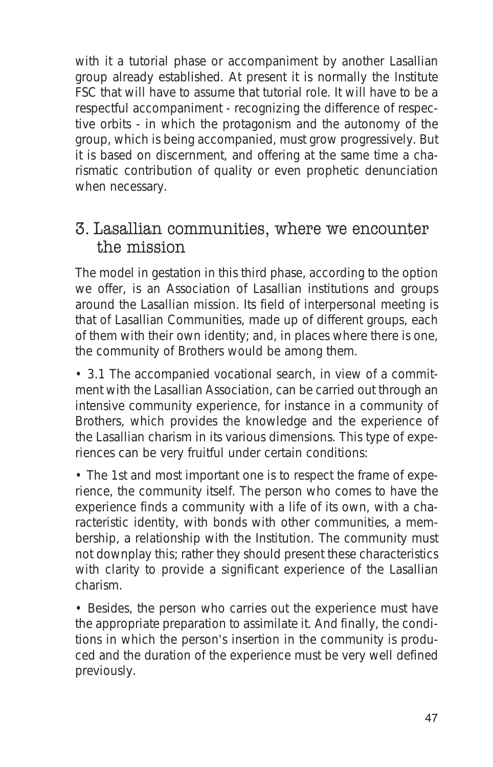with it a tutorial phase or accompaniment by another Lasallian group already established. At present it is normally the Institute FSC that will have to assume that tutorial role. It will have to be a respectful accompaniment - recognizing the difference of respective orbits - in which the protagonism and the autonomy of the group, which is being accompanied, must grow progressively. But it is based on discernment, and offering at the same time a charismatic contribution of quality or even prophetic denunciation when necessary.

## 3. Lasallian communities, where we encounter the mission

The model in gestation in this third phase, according to the option we offer, is an Association of Lasallian institutions and groups around the Lasallian mission. Its field of interpersonal meeting is that of Lasallian Communities, made up of different groups, each of them with their own identity; and, in places where there is one, the community of Brothers would be among them.

• 3.1 The accompanied vocational search, in view of a commitment with the Lasallian Association, can be carried out through an intensive community experience, for instance in a community of Brothers, which provides the knowledge and the experience of the Lasallian charism in its various dimensions. This type of experiences can be very fruitful under certain conditions:

• The 1st and most important one is to respect the frame of experience, the community itself. The person who comes to have the experience finds a community with a life of its own, with a characteristic identity, with bonds with other communities, a membership, a relationship with the Institution. The community must not downplay this; rather they should present these characteristics with clarity to provide a significant experience of the Lasallian charism.

• Besides, the person who carries out the experience must have the appropriate preparation to assimilate it. And finally, the conditions in which the person's insertion in the community is produced and the duration of the experience must be very well defined previously.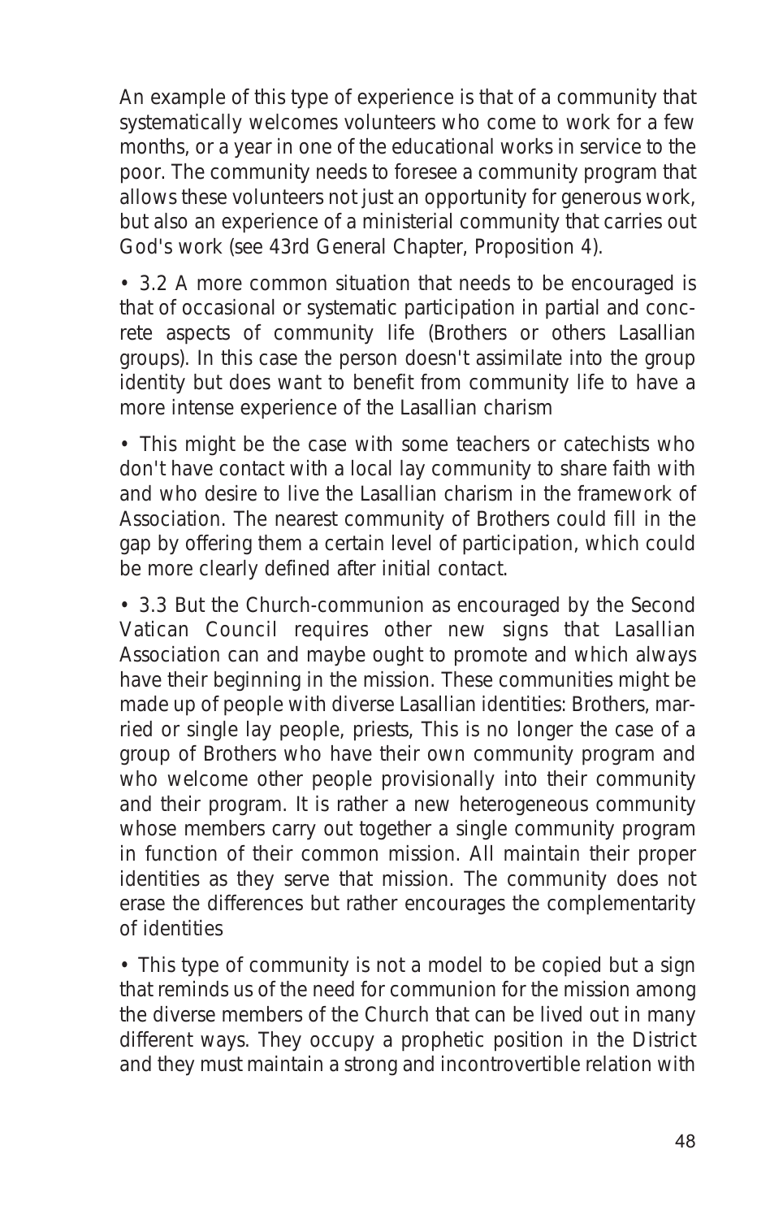An example of this type of experience is that of a community that systematically welcomes volunteers who come to work for a few months, or a year in one of the educational works in service to the poor. The community needs to foresee a community program that allows these volunteers not just an opportunity for generous work, but also an experience of a ministerial community that carries out God's work (see 43rd General Chapter, Proposition 4).

• 3.2 A more common situation that needs to be encouraged is that of occasional or systematic participation in partial and concrete aspects of community life (Brothers or others Lasallian groups). In this case the person doesn't assimilate into the group identity but does want to benefit from community life to have a more intense experience of the Lasallian charism

• This might be the case with some teachers or catechists who don't have contact with a local lay community to share faith with and who desire to live the Lasallian charism in the framework of Association. The nearest community of Brothers could fill in the gap by offering them a certain level of participation, which could be more clearly defined after initial contact.

• 3.3 But the Church-communion as encouraged by the Second Vatican Council requires other new signs that Lasallian Association can and maybe ought to promote and which always have their beginning in the mission. These communities might be made up of people with diverse Lasallian identities: Brothers, married or single lay people, priests, This is no longer the case of a group of Brothers who have their own community program and who welcome other people provisionally into their community and their program. It is rather a new heterogeneous community whose members carry out together a single community program in function of their common mission. All maintain their proper identities as they serve that mission. The community does not erase the differences but rather encourages the complementarity of identities

• This type of community is not a model to be copied but a sign that reminds us of the need for communion for the mission among the diverse members of the Church that can be lived out in many different ways. They occupy a prophetic position in the District and they must maintain a strong and incontrovertible relation with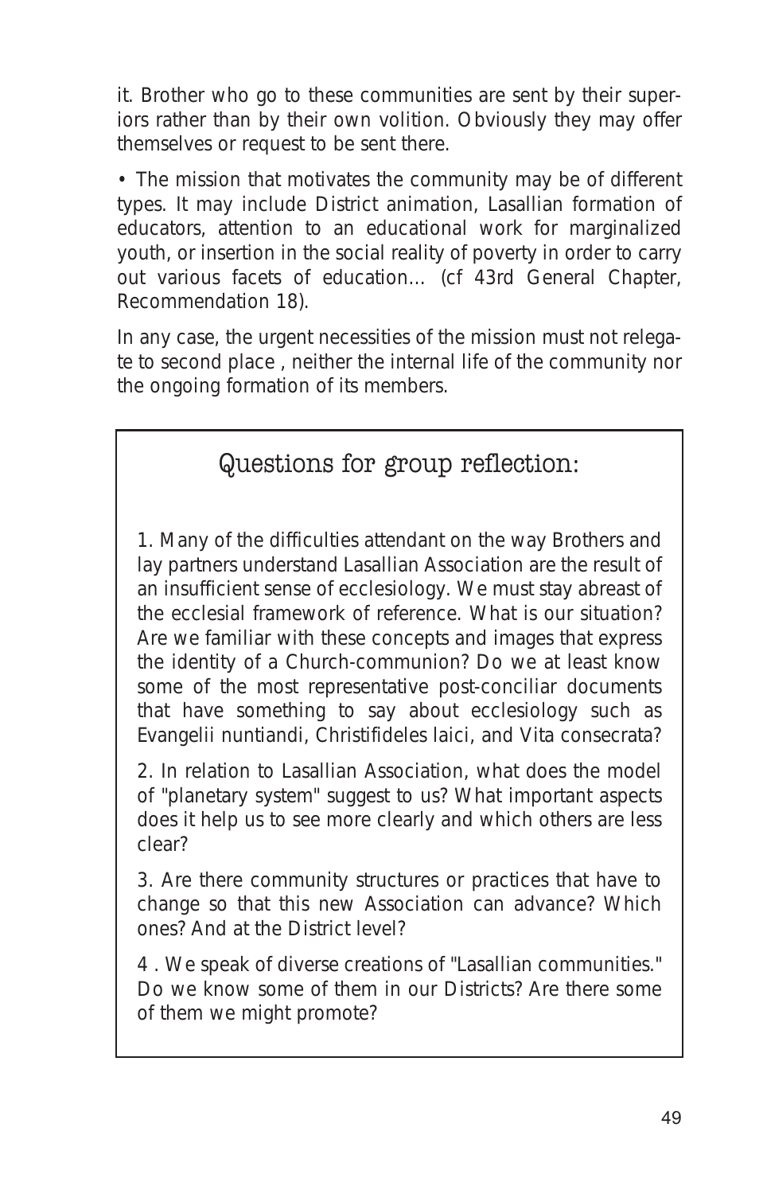it. Brother who go to these communities are sent by their superiors rather than by their own volition. Obviously they may offer themselves or request to be sent there.

• The mission that motivates the community may be of different types. It may include District animation, Lasallian formation of educators, attention to an educational work for marginalized youth, or insertion in the social reality of poverty in order to carry out various facets of education… (cf 43rd General Chapter, Recommendation 18).

In any case, the urgent necessities of the mission must not relegate to second place , neither the internal life of the community nor the ongoing formation of its members.

## Questions for group reflection:

1. Many of the difficulties attendant on the way Brothers and lay partners understand Lasallian Association are the result of an insufficient sense of ecclesiology. We must stay abreast of the ecclesial framework of reference. What is our situation? Are we familiar with these concepts and images that express the identity of a Church-communion? Do we at least know some of the most representative post-conciliar documents that have something to say about ecclesiology such as Evangelii nuntiandi, Christifideles laici, and Vita consecrata?

2. In relation to Lasallian Association, what does the model of "planetary system" suggest to us? What important aspects does it help us to see more clearly and which others are less clear?

3. Are there community structures or practices that have to change so that this new Association can advance? Which ones? And at the District level?

4 . We speak of diverse creations of "Lasallian communities." Do we know some of them in our Districts? Are there some of them we might promote?